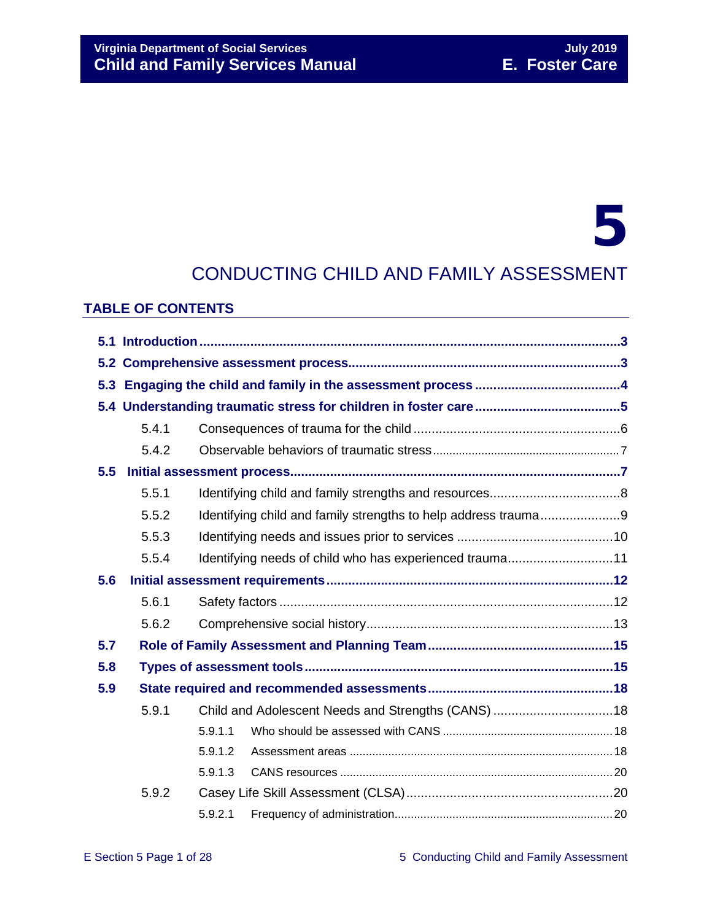# 5

# CONDUCTING CHILD AND FAMILY ASSESSMENT

## TABLE OF CONTENTS

**5.1 Introduction** ... **3**

**5.2 Comprehensive assessment process** ... **3**

**5.3 Engaging the child and family in the assessment process** ... **4**

**5.4 Understanding traumatic stress for children in foster care** ... **5**

- 5.4.1 Consequences of trauma for the child ... 6
- 5.4.2 Observable behaviors of traumatic stress ... 7

**5.5 Initial assessment process** ... **7**

- 5.5.1 Identifying child and family strengths and resources ... 8
- 5.5.2 Identifying child and family strengths to help address trauma ... 9
- 5.5.3 Identifying needs and issues prior to services ... 10
- 5.5.4 Identifying needs of child who has experienced trauma ... 11

**5.6 Initial assessment requirements** ... **12**

- 5.6.1 Safety factors ... 12
- 5.6.2 Comprehensive social history ... 13

**5.7 Role of Family Assessment and Planning Team** ... **15**

**5.8 Types of assessment tools** ... **15**

**5.9 State required and recommended assessments** ... **18**

- 5.9.1 Child and Adolescent Needs and Strengths (CANS) ... 18
  - 5.9.1.1 Who should be assessed with CANS ... 18
  - 5.9.1.2 Assessment areas ... 18
  - 5.9.1.3 CANS resources ... 20
- 5.9.2 Casey Life Skill Assessment (CLSA) ... 20
  - 5.9.2.1 Frequency of administration ... 20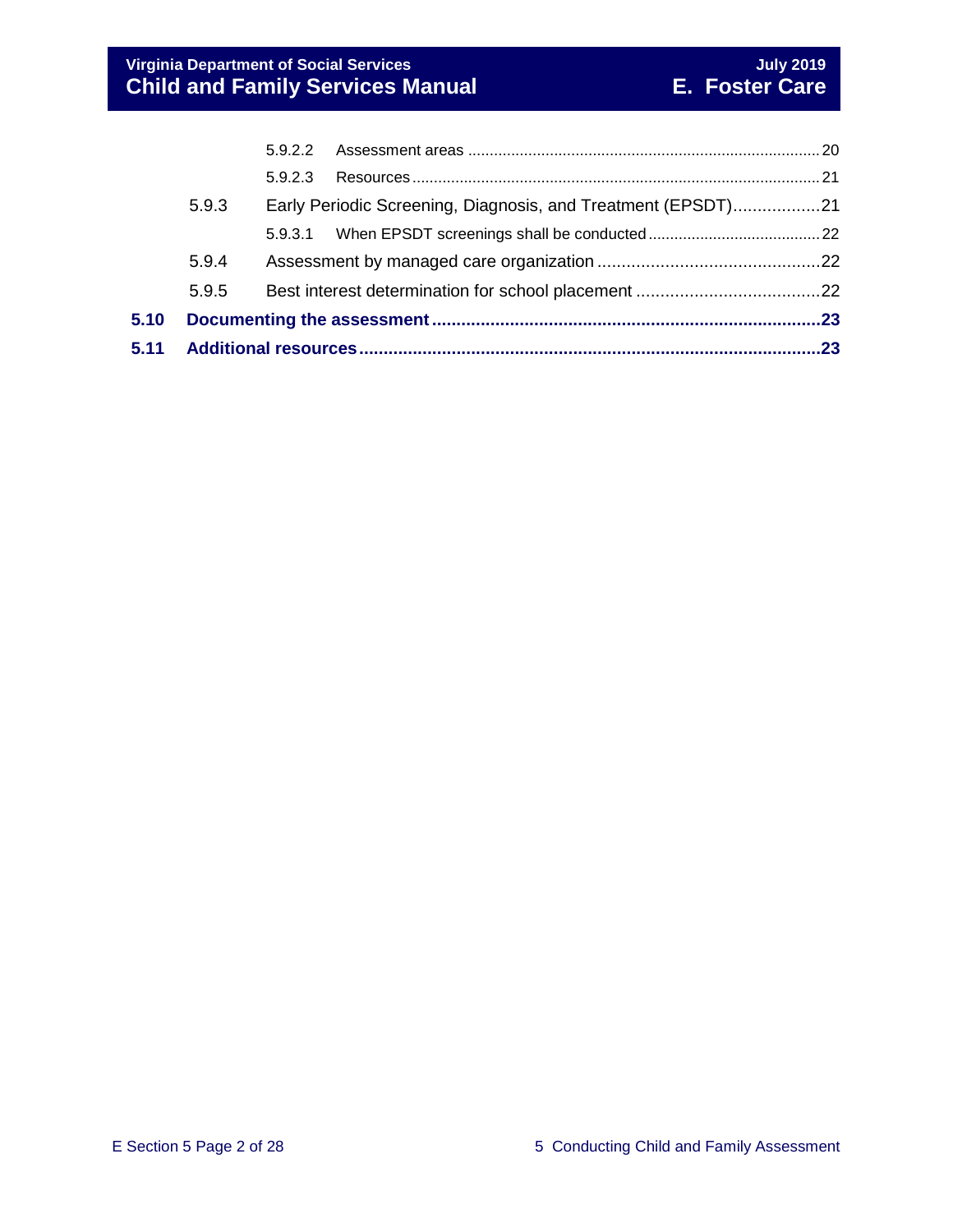- 5.9.2.2 Assessment areas ..... 20
- 5.9.2.3 Resources ..... 21
- 5.9.3 Early Periodic Screening, Diagnosis, and Treatment (EPSDT) ..... 21
- 5.9.3.1 When EPSDT screenings shall be conducted ..... 22
- 5.9.4 Assessment by managed care organization ..... 22
- 5.9.5 Best interest determination for school placement ..... 22
- **5.10 Documenting the assessment ..... 23**
- **5.11 Additional resources ..... 23**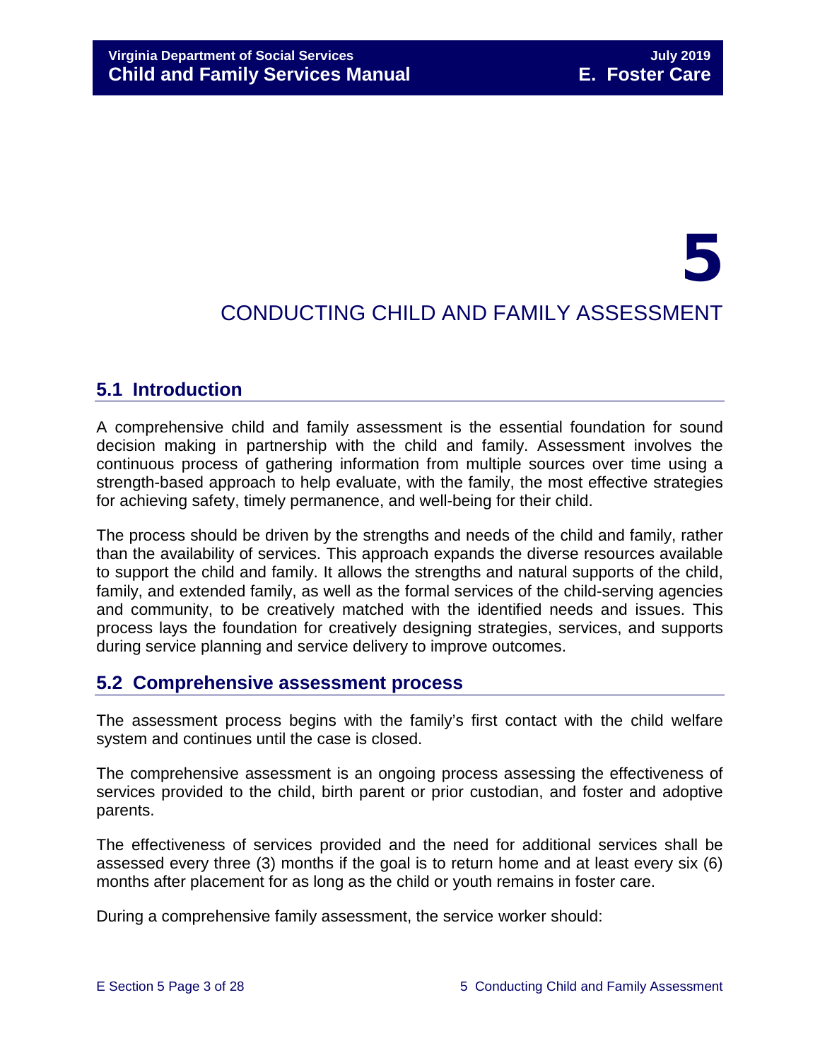# 5

# CONDUCTING CHILD AND FAMILY ASSESSMENT

## 5.1 Introduction

A comprehensive child and family assessment is the essential foundation for sound decision making in partnership with the child and family. Assessment involves the continuous process of gathering information from multiple sources over time using a strength-based approach to help evaluate, with the family, the most effective strategies for achieving safety, timely permanence, and well-being for their child.

The process should be driven by the strengths and needs of the child and family, rather than the availability of services. This approach expands the diverse resources available to support the child and family. It allows the strengths and natural supports of the child, family, and extended family, as well as the formal services of the child-serving agencies and community, to be creatively matched with the identified needs and issues. This process lays the foundation for creatively designing strategies, services, and supports during service planning and service delivery to improve outcomes.

## 5.2 Comprehensive assessment process

The assessment process begins with the family's first contact with the child welfare system and continues until the case is closed.

The comprehensive assessment is an ongoing process assessing the effectiveness of services provided to the child, birth parent or prior custodian, and foster and adoptive parents.

The effectiveness of services provided and the need for additional services shall be assessed every three (3) months if the goal is to return home and at least every six (6) months after placement for as long as the child or youth remains in foster care.

During a comprehensive family assessment, the service worker should: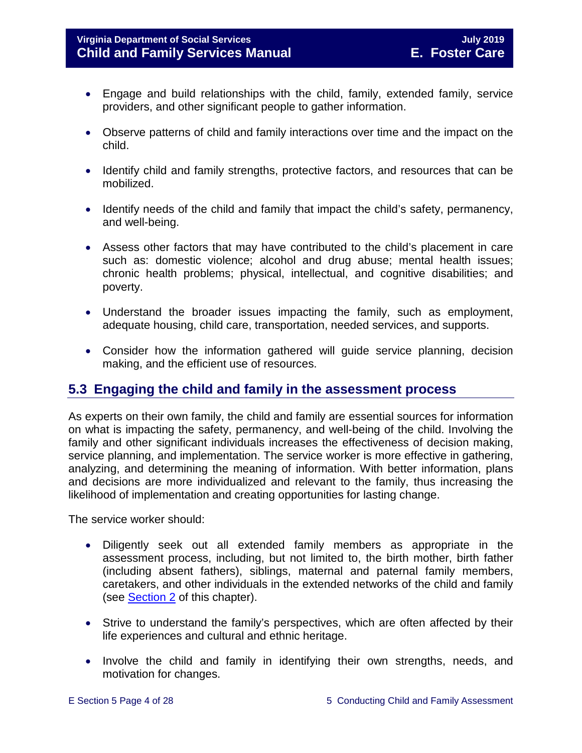- Engage and build relationships with the child, family, extended family, service providers, and other significant people to gather information.
- Observe patterns of child and family interactions over time and the impact on the child.
- Identify child and family strengths, protective factors, and resources that can be mobilized.
- Identify needs of the child and family that impact the child's safety, permanency, and well-being.
- Assess other factors that may have contributed to the child's placement in care such as: domestic violence; alcohol and drug abuse; mental health issues; chronic health problems; physical, intellectual, and cognitive disabilities; and poverty.
- Understand the broader issues impacting the family, such as employment, adequate housing, child care, transportation, needed services, and supports.
- Consider how the information gathered will guide service planning, decision making, and the efficient use of resources.

## 5.3 Engaging the child and family in the assessment process

As experts on their own family, the child and family are essential sources for information on what is impacting the safety, permanency, and well-being of the child. Involving the family and other significant individuals increases the effectiveness of decision making, service planning, and implementation. The service worker is more effective in gathering, analyzing, and determining the meaning of information. With better information, plans and decisions are more individualized and relevant to the family, thus increasing the likelihood of implementation and creating opportunities for lasting change.

The service worker should:

- Diligently seek out all extended family members as appropriate in the assessment process, including, but not limited to, the birth mother, birth father (including absent fathers), siblings, maternal and paternal family members, caretakers, and other individuals in the extended networks of the child and family (see Section 2 of this chapter).
- Strive to understand the family's perspectives, which are often affected by their life experiences and cultural and ethnic heritage.
- Involve the child and family in identifying their own strengths, needs, and motivation for changes.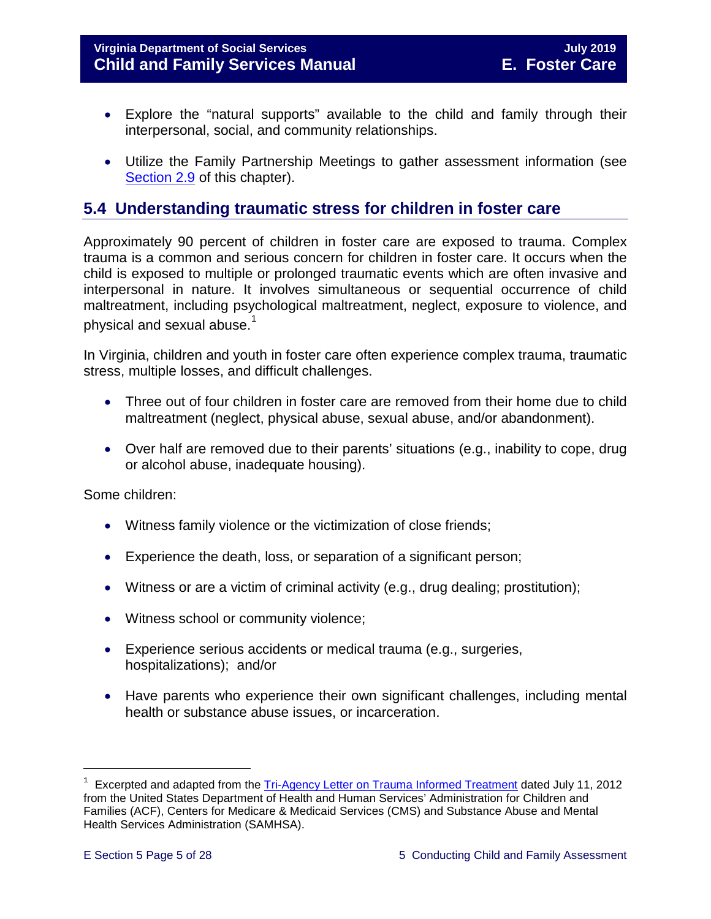- Explore the "natural supports" available to the child and family through their interpersonal, social, and community relationships.

- Utilize the Family Partnership Meetings to gather assessment information (see Section 2.9 of this chapter).

## 5.4 Understanding traumatic stress for children in foster care

Approximately 90 percent of children in foster care are exposed to trauma. Complex trauma is a common and serious concern for children in foster care. It occurs when the child is exposed to multiple or prolonged traumatic events which are often invasive and interpersonal in nature. It involves simultaneous or sequential occurrence of child maltreatment, including psychological maltreatment, neglect, exposure to violence, and physical and sexual abuse.[1]

In Virginia, children and youth in foster care often experience complex trauma, traumatic stress, multiple losses, and difficult challenges.

- Three out of four children in foster care are removed from their home due to child maltreatment (neglect, physical abuse, sexual abuse, and/or abandonment).

- Over half are removed due to their parents' situations (e.g., inability to cope, drug or alcohol abuse, inadequate housing).

Some children:

- Witness family violence or the victimization of close friends;

- Experience the death, loss, or separation of a significant person;

- Witness or are a victim of criminal activity (e.g., drug dealing; prostitution);

- Witness school or community violence;

- Experience serious accidents or medical trauma (e.g., surgeries, hospitalizations); and/or

- Have parents who experience their own significant challenges, including mental health or substance abuse issues, or incarceration.

---

[1] Excerpted and adapted from the Tri-Agency Letter on Trauma Informed Treatment dated July 11, 2012 from the United States Department of Health and Human Services' Administration for Children and Families (ACF), Centers for Medicare & Medicaid Services (CMS) and Substance Abuse and Mental Health Services Administration (SAMHSA).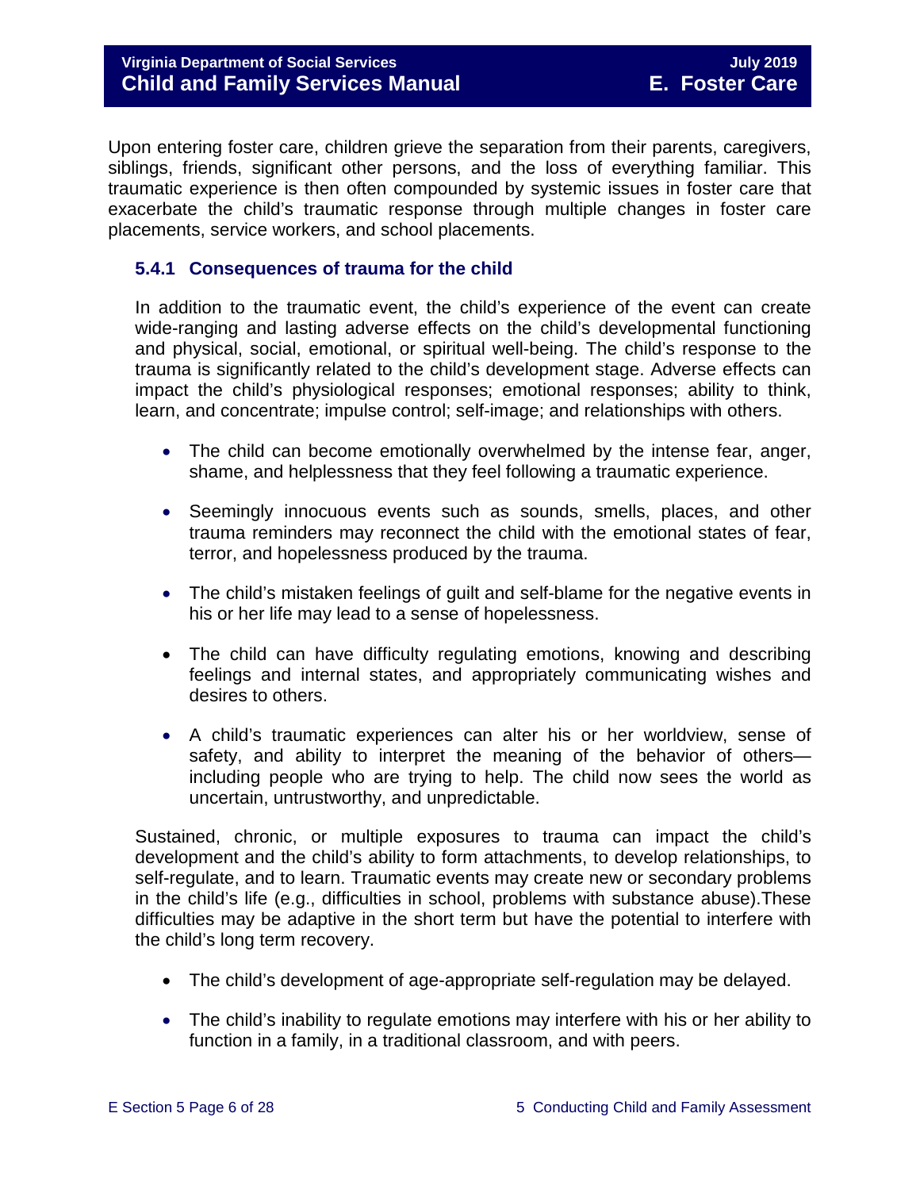Upon entering foster care, children grieve the separation from their parents, caregivers, siblings, friends, significant other persons, and the loss of everything familiar. This traumatic experience is then often compounded by systemic issues in foster care that exacerbate the child's traumatic response through multiple changes in foster care placements, service workers, and school placements.

### 5.4.1 Consequences of trauma for the child

In addition to the traumatic event, the child's experience of the event can create wide-ranging and lasting adverse effects on the child's developmental functioning and physical, social, emotional, or spiritual well-being. The child's response to the trauma is significantly related to the child's development stage. Adverse effects can impact the child's physiological responses; emotional responses; ability to think, learn, and concentrate; impulse control; self-image; and relationships with others.

- The child can become emotionally overwhelmed by the intense fear, anger, shame, and helplessness that they feel following a traumatic experience.
- Seemingly innocuous events such as sounds, smells, places, and other trauma reminders may reconnect the child with the emotional states of fear, terror, and hopelessness produced by the trauma.
- The child's mistaken feelings of guilt and self-blame for the negative events in his or her life may lead to a sense of hopelessness.
- The child can have difficulty regulating emotions, knowing and describing feelings and internal states, and appropriately communicating wishes and desires to others.
- A child's traumatic experiences can alter his or her worldview, sense of safety, and ability to interpret the meaning of the behavior of others—including people who are trying to help. The child now sees the world as uncertain, untrustworthy, and unpredictable.

Sustained, chronic, or multiple exposures to trauma can impact the child's development and the child's ability to form attachments, to develop relationships, to self-regulate, and to learn. Traumatic events may create new or secondary problems in the child's life (e.g., difficulties in school, problems with substance abuse).These difficulties may be adaptive in the short term but have the potential to interfere with the child's long term recovery.

- The child's development of age-appropriate self-regulation may be delayed.
- The child's inability to regulate emotions may interfere with his or her ability to function in a family, in a traditional classroom, and with peers.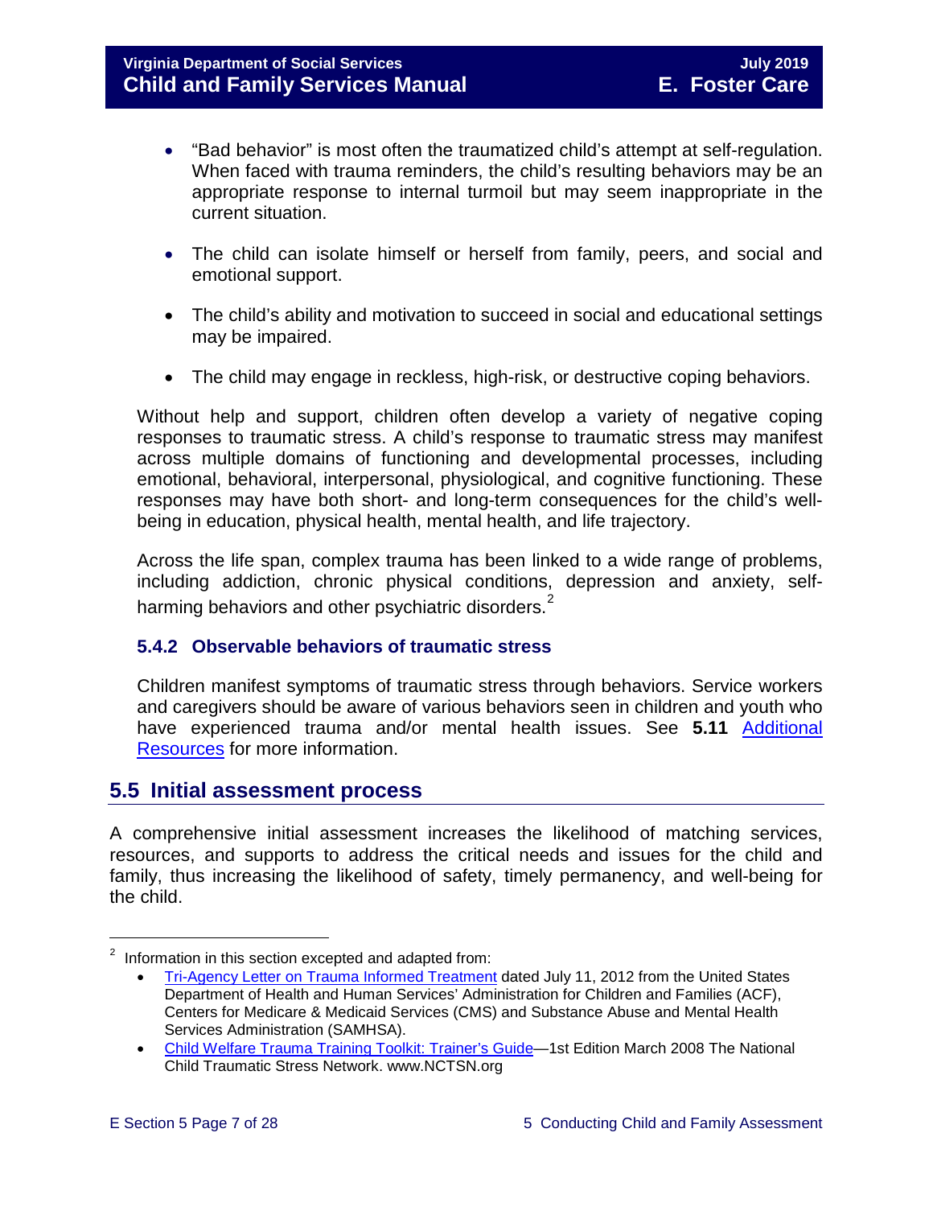- "Bad behavior" is most often the traumatized child's attempt at self-regulation. When faced with trauma reminders, the child's resulting behaviors may be an appropriate response to internal turmoil but may seem inappropriate in the current situation.

- The child can isolate himself or herself from family, peers, and social and emotional support.

- The child's ability and motivation to succeed in social and educational settings may be impaired.

- The child may engage in reckless, high-risk, or destructive coping behaviors.

Without help and support, children often develop a variety of negative coping responses to traumatic stress. A child's response to traumatic stress may manifest across multiple domains of functioning and developmental processes, including emotional, behavioral, interpersonal, physiological, and cognitive functioning. These responses may have both short- and long-term consequences for the child's well-being in education, physical health, mental health, and life trajectory.

Across the life span, complex trauma has been linked to a wide range of problems, including addiction, chronic physical conditions, depression and anxiety, self-harming behaviors and other psychiatric disorders.[2]

### 5.4.2 Observable behaviors of traumatic stress

Children manifest symptoms of traumatic stress through behaviors. Service workers and caregivers should be aware of various behaviors seen in children and youth who have experienced trauma and/or mental health issues. See **5.11** Additional Resources for more information.

## 5.5 Initial assessment process

A comprehensive initial assessment increases the likelihood of matching services, resources, and supports to address the critical needs and issues for the child and family, thus increasing the likelihood of safety, timely permanency, and well-being for the child.

---

[2] Information in this section excepted and adapted from:

- Tri-Agency Letter on Trauma Informed Treatment dated July 11, 2012 from the United States Department of Health and Human Services' Administration for Children and Families (ACF), Centers for Medicare & Medicaid Services (CMS) and Substance Abuse and Mental Health Services Administration (SAMHSA).
- Child Welfare Trauma Training Toolkit: Trainer's Guide—1st Edition March 2008 The National Child Traumatic Stress Network. www.NCTSN.org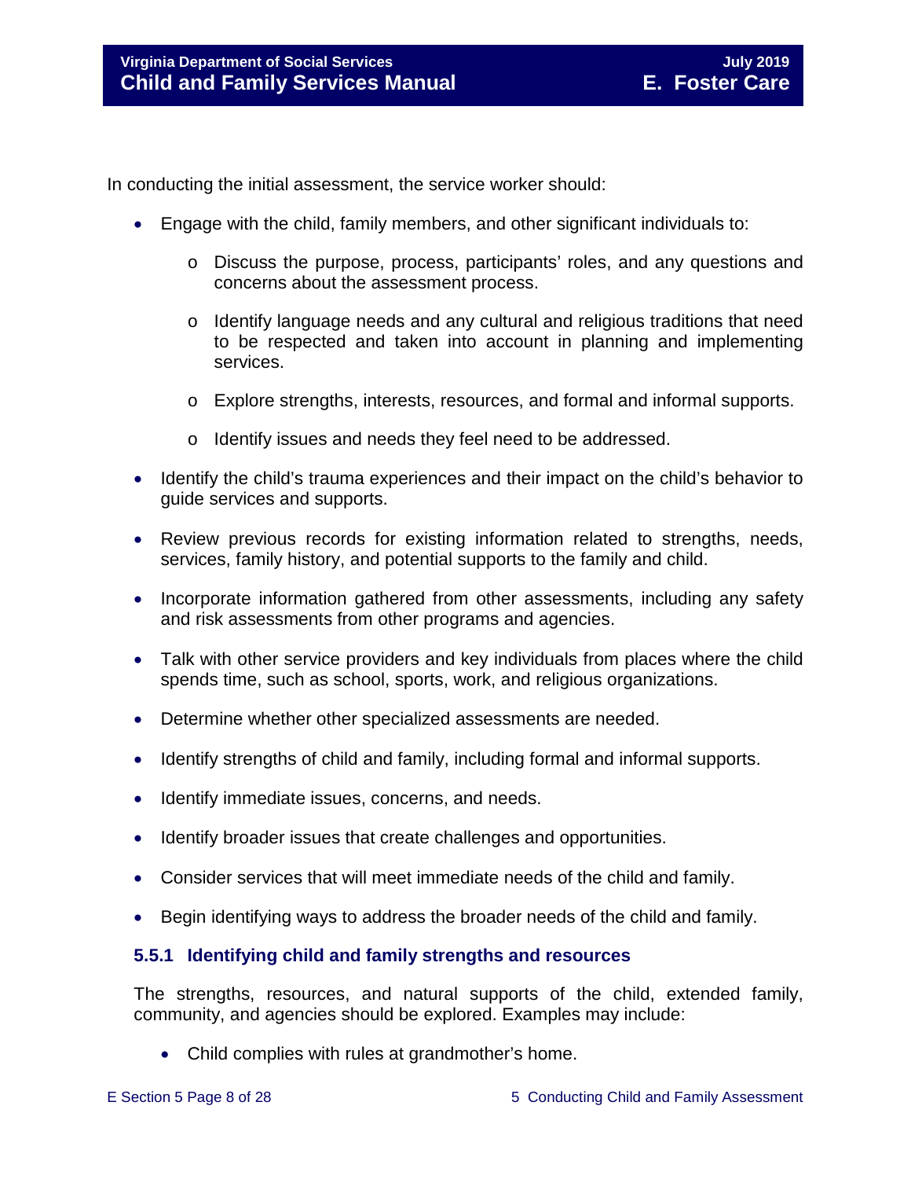In conducting the initial assessment, the service worker should:

- Engage with the child, family members, and other significant individuals to:
  - Discuss the purpose, process, participants' roles, and any questions and concerns about the assessment process.
  - Identify language needs and any cultural and religious traditions that need to be respected and taken into account in planning and implementing services.
  - Explore strengths, interests, resources, and formal and informal supports.
  - Identify issues and needs they feel need to be addressed.
- Identify the child's trauma experiences and their impact on the child's behavior to guide services and supports.
- Review previous records for existing information related to strengths, needs, services, family history, and potential supports to the family and child.
- Incorporate information gathered from other assessments, including any safety and risk assessments from other programs and agencies.
- Talk with other service providers and key individuals from places where the child spends time, such as school, sports, work, and religious organizations.
- Determine whether other specialized assessments are needed.
- Identify strengths of child and family, including formal and informal supports.
- Identify immediate issues, concerns, and needs.
- Identify broader issues that create challenges and opportunities.
- Consider services that will meet immediate needs of the child and family.
- Begin identifying ways to address the broader needs of the child and family.

### 5.5.1 Identifying child and family strengths and resources

The strengths, resources, and natural supports of the child, extended family, community, and agencies should be explored. Examples may include:

- Child complies with rules at grandmother's home.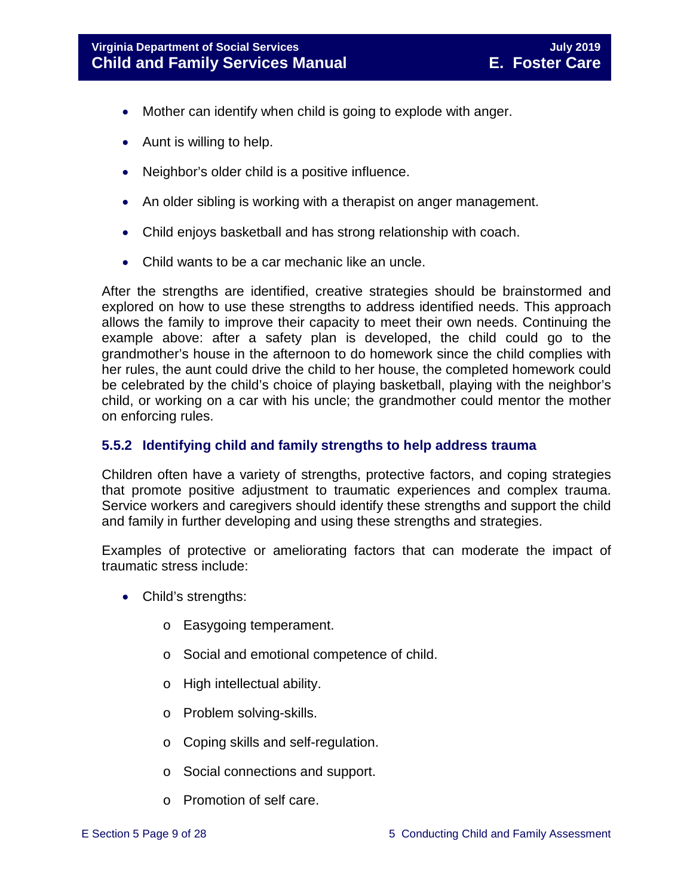- Mother can identify when child is going to explode with anger.
- Aunt is willing to help.
- Neighbor's older child is a positive influence.
- An older sibling is working with a therapist on anger management.
- Child enjoys basketball and has strong relationship with coach.
- Child wants to be a car mechanic like an uncle.

After the strengths are identified, creative strategies should be brainstormed and explored on how to use these strengths to address identified needs. This approach allows the family to improve their capacity to meet their own needs. Continuing the example above: after a safety plan is developed, the child could go to the grandmother's house in the afternoon to do homework since the child complies with her rules, the aunt could drive the child to her house, the completed homework could be celebrated by the child's choice of playing basketball, playing with the neighbor's child, or working on a car with his uncle; the grandmother could mentor the mother on enforcing rules.

### 5.5.2 Identifying child and family strengths to help address trauma

Children often have a variety of strengths, protective factors, and coping strategies that promote positive adjustment to traumatic experiences and complex trauma. Service workers and caregivers should identify these strengths and support the child and family in further developing and using these strengths and strategies.

Examples of protective or ameliorating factors that can moderate the impact of traumatic stress include:

- Child's strengths:
  - Easygoing temperament.
  - Social and emotional competence of child.
  - High intellectual ability.
  - Problem solving-skills.
  - Coping skills and self-regulation.
  - Social connections and support.
  - Promotion of self care.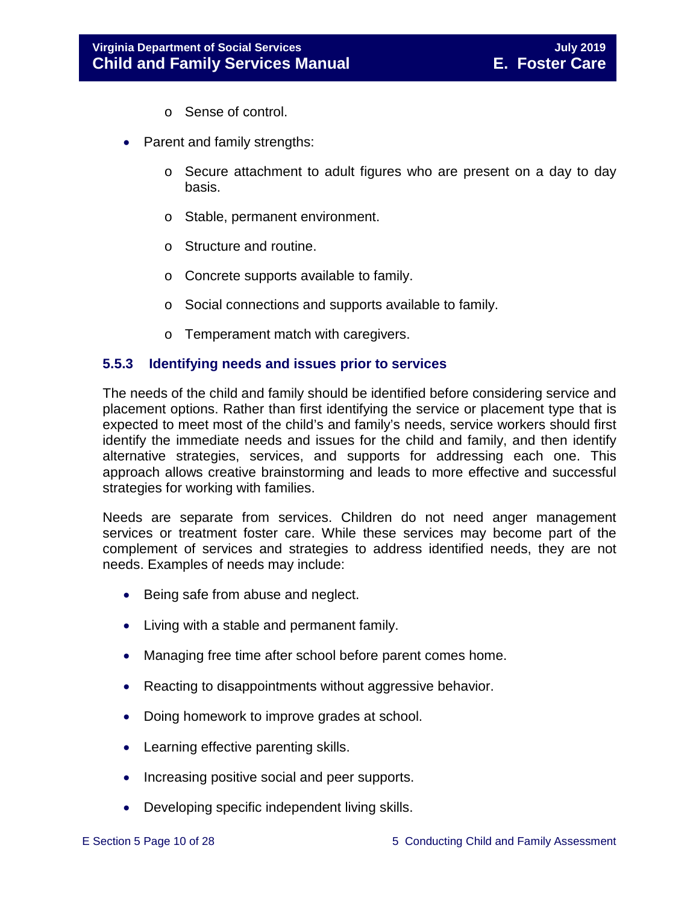- Sense of control.

- Parent and family strengths:
  - Secure attachment to adult figures who are present on a day to day basis.
  - Stable, permanent environment.
  - Structure and routine.
  - Concrete supports available to family.
  - Social connections and supports available to family.
  - Temperament match with caregivers.

### 5.5.3 Identifying needs and issues prior to services

The needs of the child and family should be identified before considering service and placement options. Rather than first identifying the service or placement type that is expected to meet most of the child's and family's needs, service workers should first identify the immediate needs and issues for the child and family, and then identify alternative strategies, services, and supports for addressing each one. This approach allows creative brainstorming and leads to more effective and successful strategies for working with families.

Needs are separate from services. Children do not need anger management services or treatment foster care. While these services may become part of the complement of services and strategies to address identified needs, they are not needs. Examples of needs may include:

- Being safe from abuse and neglect.
- Living with a stable and permanent family.
- Managing free time after school before parent comes home.
- Reacting to disappointments without aggressive behavior.
- Doing homework to improve grades at school.
- Learning effective parenting skills.
- Increasing positive social and peer supports.
- Developing specific independent living skills.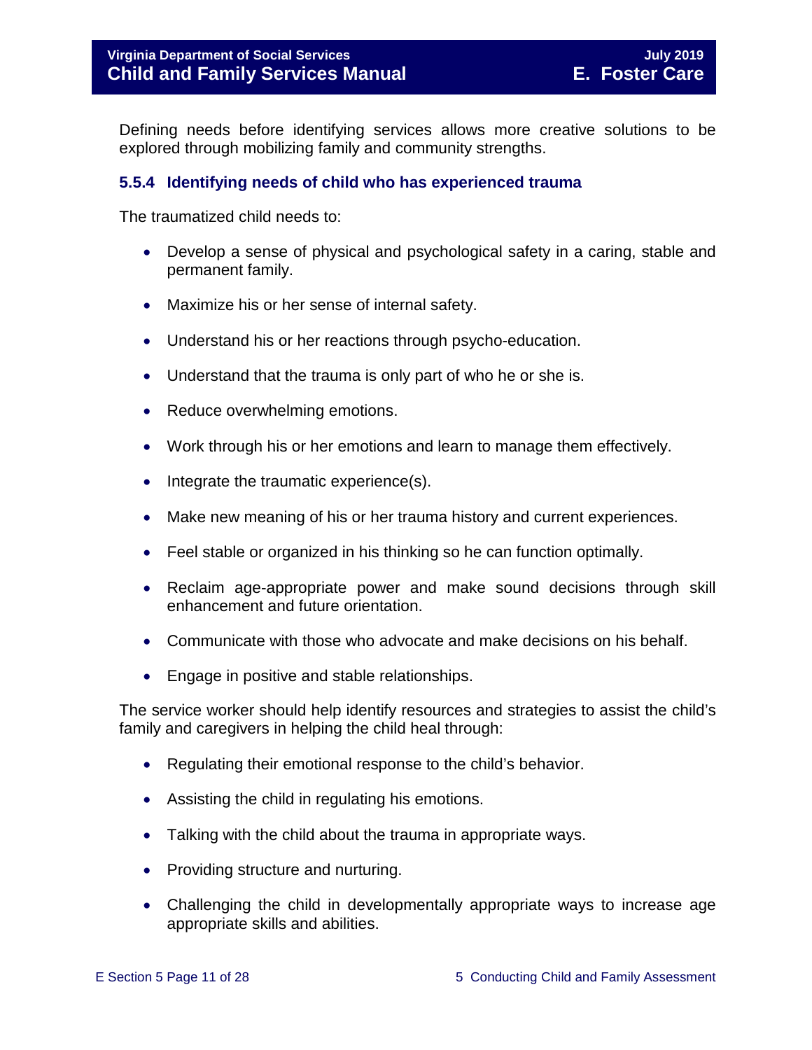Defining needs before identifying services allows more creative solutions to be explored through mobilizing family and community strengths.

### 5.5.4 Identifying needs of child who has experienced trauma

The traumatized child needs to:

- Develop a sense of physical and psychological safety in a caring, stable and permanent family.
- Maximize his or her sense of internal safety.
- Understand his or her reactions through psycho-education.
- Understand that the trauma is only part of who he or she is.
- Reduce overwhelming emotions.
- Work through his or her emotions and learn to manage them effectively.
- Integrate the traumatic experience(s).
- Make new meaning of his or her trauma history and current experiences.
- Feel stable or organized in his thinking so he can function optimally.
- Reclaim age-appropriate power and make sound decisions through skill enhancement and future orientation.
- Communicate with those who advocate and make decisions on his behalf.
- Engage in positive and stable relationships.

The service worker should help identify resources and strategies to assist the child's family and caregivers in helping the child heal through:

- Regulating their emotional response to the child's behavior.
- Assisting the child in regulating his emotions.
- Talking with the child about the trauma in appropriate ways.
- Providing structure and nurturing.
- Challenging the child in developmentally appropriate ways to increase age appropriate skills and abilities.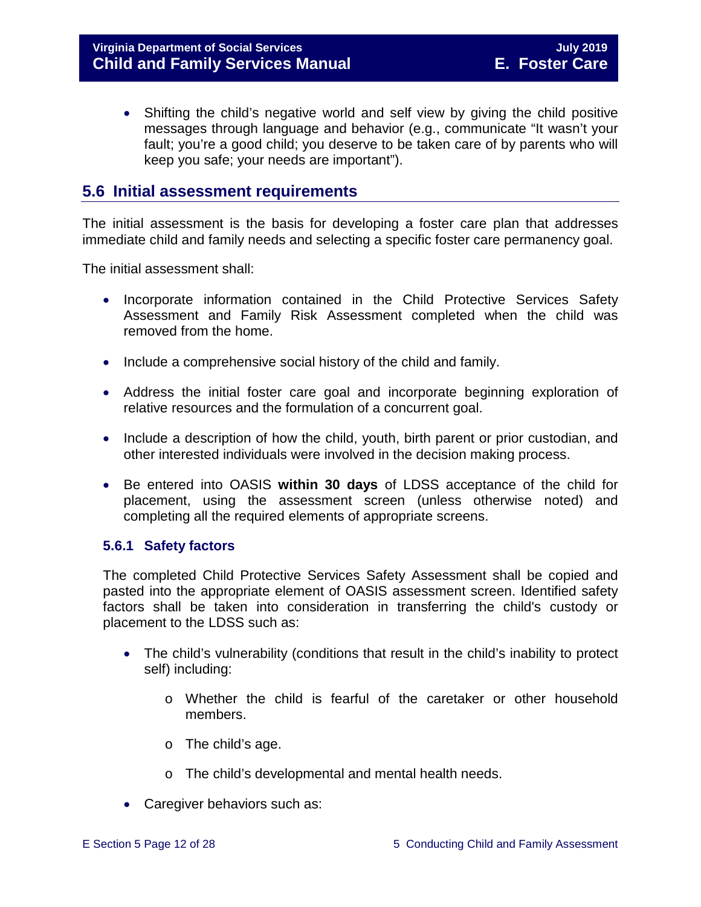- Shifting the child's negative world and self view by giving the child positive messages through language and behavior (e.g., communicate "It wasn't your fault; you're a good child; you deserve to be taken care of by parents who will keep you safe; your needs are important").

## 5.6 Initial assessment requirements

The initial assessment is the basis for developing a foster care plan that addresses immediate child and family needs and selecting a specific foster care permanency goal.

The initial assessment shall:

- Incorporate information contained in the Child Protective Services Safety Assessment and Family Risk Assessment completed when the child was removed from the home.
- Include a comprehensive social history of the child and family.
- Address the initial foster care goal and incorporate beginning exploration of relative resources and the formulation of a concurrent goal.
- Include a description of how the child, youth, birth parent or prior custodian, and other interested individuals were involved in the decision making process.
- Be entered into OASIS **within 30 days** of LDSS acceptance of the child for placement, using the assessment screen (unless otherwise noted) and completing all the required elements of appropriate screens.

### 5.6.1 Safety factors

The completed Child Protective Services Safety Assessment shall be copied and pasted into the appropriate element of OASIS assessment screen. Identified safety factors shall be taken into consideration in transferring the child's custody or placement to the LDSS such as:

- The child's vulnerability (conditions that result in the child's inability to protect self) including:
  - Whether the child is fearful of the caretaker or other household members.
  - The child's age.
  - The child's developmental and mental health needs.
- Caregiver behaviors such as: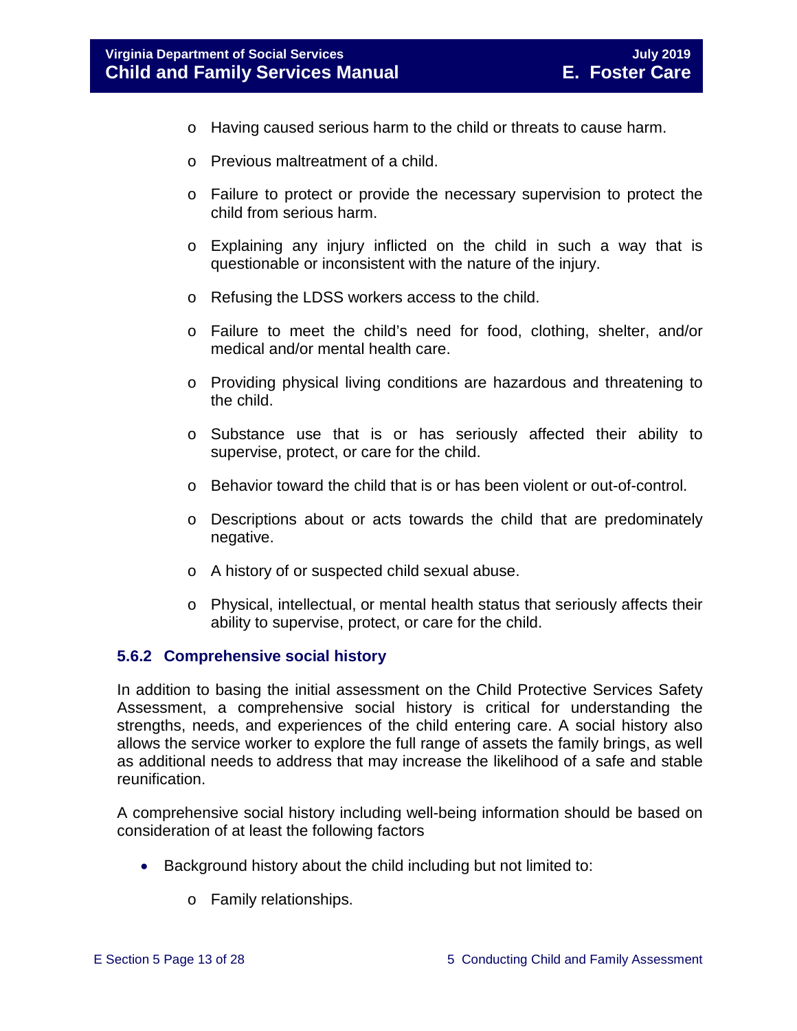- Having caused serious harm to the child or threats to cause harm.
  - Previous maltreatment of a child.
  - Failure to protect or provide the necessary supervision to protect the child from serious harm.
  - Explaining any injury inflicted on the child in such a way that is questionable or inconsistent with the nature of the injury.
  - Refusing the LDSS workers access to the child.
  - Failure to meet the child's need for food, clothing, shelter, and/or medical and/or mental health care.
  - Providing physical living conditions are hazardous and threatening to the child.
  - Substance use that is or has seriously affected their ability to supervise, protect, or care for the child.
  - Behavior toward the child that is or has been violent or out-of-control.
  - Descriptions about or acts towards the child that are predominately negative.
  - A history of or suspected child sexual abuse.
  - Physical, intellectual, or mental health status that seriously affects their ability to supervise, protect, or care for the child.

### 5.6.2 Comprehensive social history

In addition to basing the initial assessment on the Child Protective Services Safety Assessment, a comprehensive social history is critical for understanding the strengths, needs, and experiences of the child entering care. A social history also allows the service worker to explore the full range of assets the family brings, as well as additional needs to address that may increase the likelihood of a safe and stable reunification.

A comprehensive social history including well-being information should be based on consideration of at least the following factors

- Background history about the child including but not limited to:
  - Family relationships.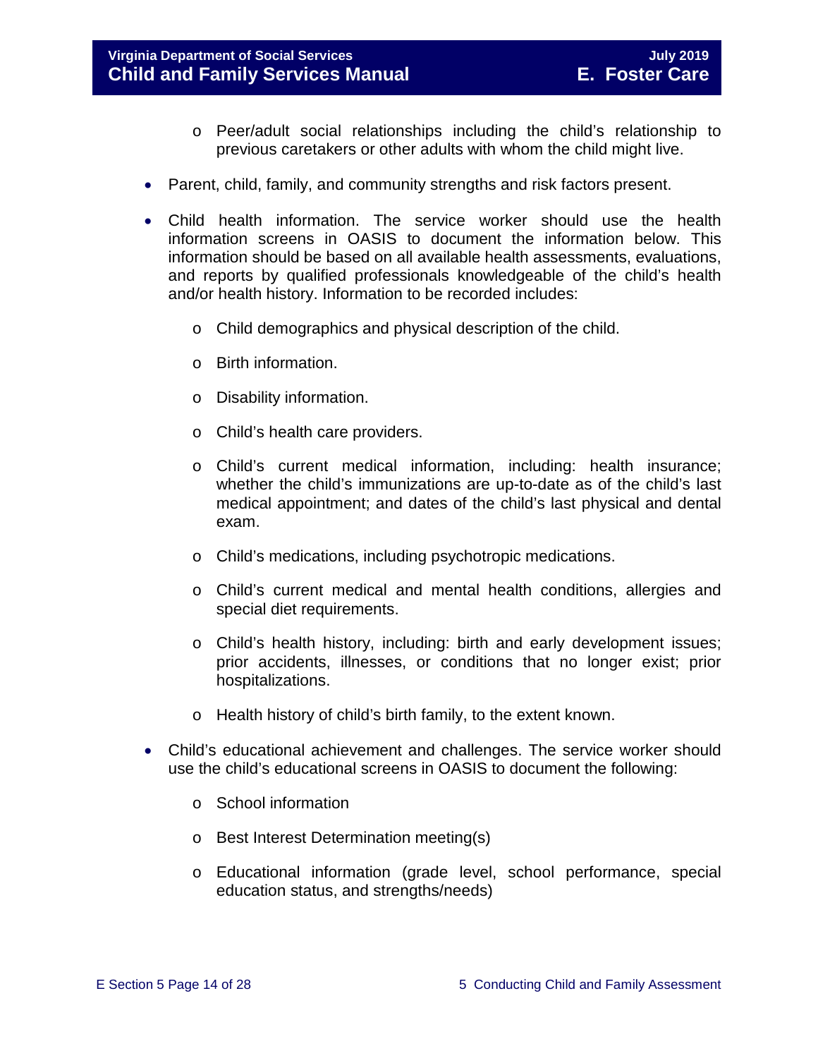- Peer/adult social relationships including the child's relationship to previous caretakers or other adults with whom the child might live.

- Parent, child, family, and community strengths and risk factors present.

- Child health information. The service worker should use the health information screens in OASIS to document the information below. This information should be based on all available health assessments, evaluations, and reports by qualified professionals knowledgeable of the child's health and/or health history. Information to be recorded includes:

    - Child demographics and physical description of the child.

    - Birth information.

    - Disability information.

    - Child's health care providers.

    - Child's current medical information, including: health insurance; whether the child's immunizations are up-to-date as of the child's last medical appointment; and dates of the child's last physical and dental exam.

    - Child's medications, including psychotropic medications.

    - Child's current medical and mental health conditions, allergies and special diet requirements.

    - Child's health history, including: birth and early development issues; prior accidents, illnesses, or conditions that no longer exist; prior hospitalizations.

    - Health history of child's birth family, to the extent known.

- Child's educational achievement and challenges. The service worker should use the child's educational screens in OASIS to document the following:

    - School information

    - Best Interest Determination meeting(s)

    - Educational information (grade level, school performance, special education status, and strengths/needs)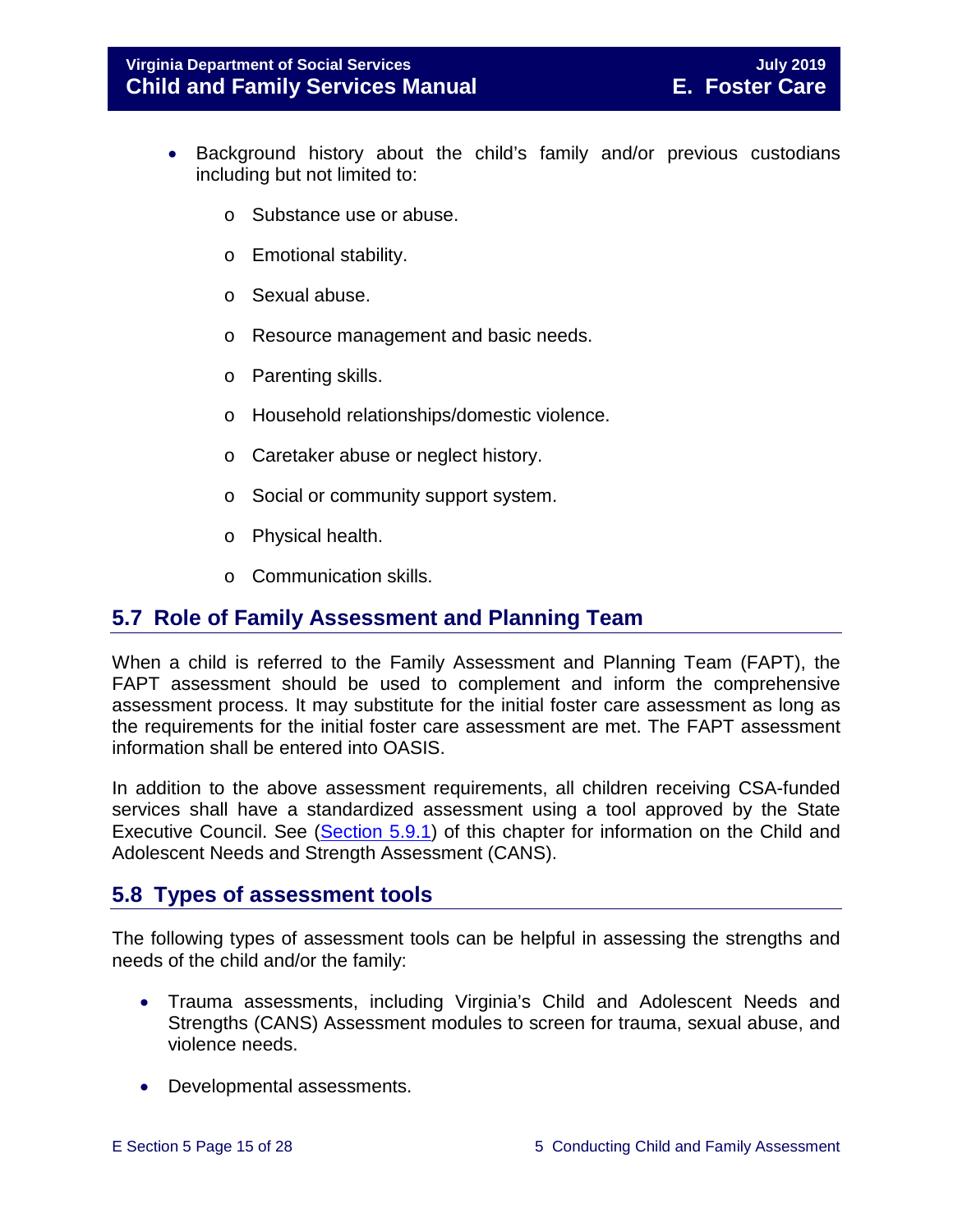- Background history about the child's family and/or previous custodians including but not limited to:
  - Substance use or abuse.
  - Emotional stability.
  - Sexual abuse.
  - Resource management and basic needs.
  - Parenting skills.
  - Household relationships/domestic violence.
  - Caretaker abuse or neglect history.
  - Social or community support system.
  - Physical health.
  - Communication skills.

## 5.7 Role of Family Assessment and Planning Team

When a child is referred to the Family Assessment and Planning Team (FAPT), the FAPT assessment should be used to complement and inform the comprehensive assessment process. It may substitute for the initial foster care assessment as long as the requirements for the initial foster care assessment are met. The FAPT assessment information shall be entered into OASIS.

In addition to the above assessment requirements, all children receiving CSA-funded services shall have a standardized assessment using a tool approved by the State Executive Council. See (Section 5.9.1) of this chapter for information on the Child and Adolescent Needs and Strength Assessment (CANS).

## 5.8 Types of assessment tools

The following types of assessment tools can be helpful in assessing the strengths and needs of the child and/or the family:

- Trauma assessments, including Virginia's Child and Adolescent Needs and Strengths (CANS) Assessment modules to screen for trauma, sexual abuse, and violence needs.
- Developmental assessments.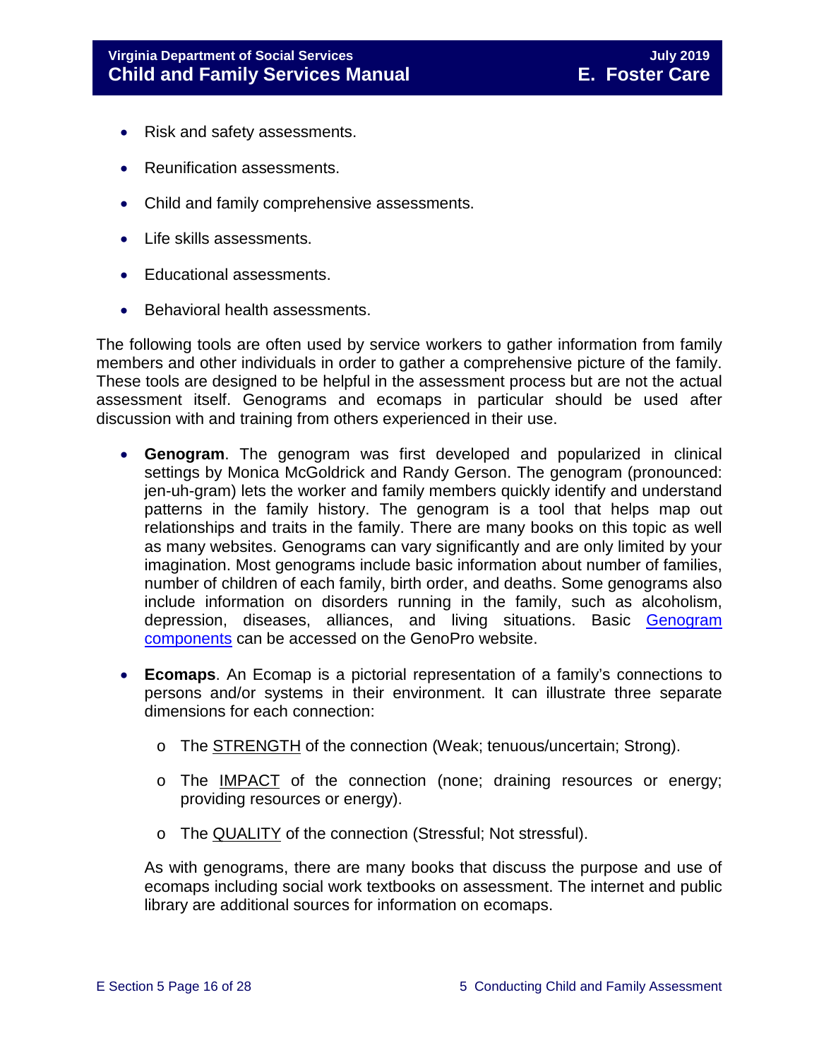- Risk and safety assessments.
- Reunification assessments.
- Child and family comprehensive assessments.
- Life skills assessments.
- Educational assessments.
- Behavioral health assessments.

The following tools are often used by service workers to gather information from family members and other individuals in order to gather a comprehensive picture of the family. These tools are designed to be helpful in the assessment process but are not the actual assessment itself. Genograms and ecomaps in particular should be used after discussion with and training from others experienced in their use.

- **Genogram**. The genogram was first developed and popularized in clinical settings by Monica McGoldrick and Randy Gerson. The genogram (pronounced: jen-uh-gram) lets the worker and family members quickly identify and understand patterns in the family history. The genogram is a tool that helps map out relationships and traits in the family. There are many books on this topic as well as many websites. Genograms can vary significantly and are only limited by your imagination. Most genograms include basic information about number of families, number of children of each family, birth order, and deaths. Some genograms also include information on disorders running in the family, such as alcoholism, depression, diseases, alliances, and living situations. Basic Genogram components can be accessed on the GenoPro website.

- **Ecomaps**. An Ecomap is a pictorial representation of a family's connections to persons and/or systems in their environment. It can illustrate three separate dimensions for each connection:

  - The STRENGTH of the connection (Weak; tenuous/uncertain; Strong).
  - The IMPACT of the connection (none; draining resources or energy; providing resources or energy).
  - The QUALITY of the connection (Stressful; Not stressful).

  As with genograms, there are many books that discuss the purpose and use of ecomaps including social work textbooks on assessment. The internet and public library are additional sources for information on ecomaps.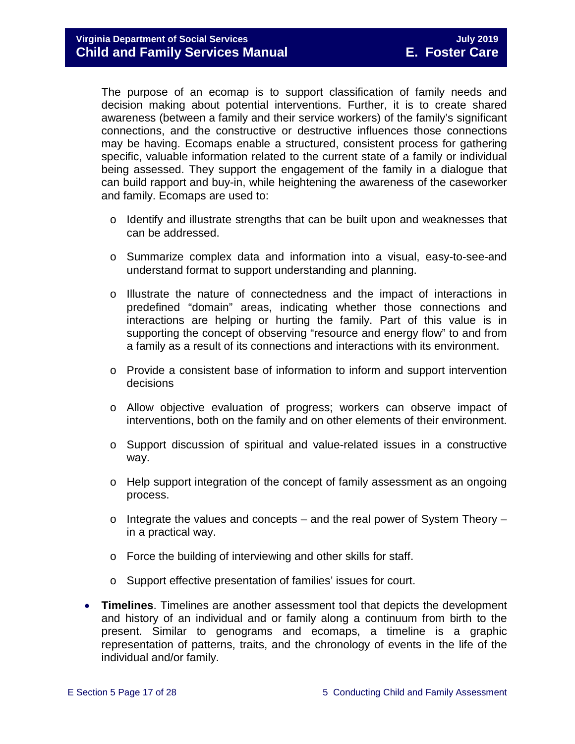The purpose of an ecomap is to support classification of family needs and decision making about potential interventions. Further, it is to create shared awareness (between a family and their service workers) of the family's significant connections, and the constructive or destructive influences those connections may be having. Ecomaps enable a structured, consistent process for gathering specific, valuable information related to the current state of a family or individual being assessed. They support the engagement of the family in a dialogue that can build rapport and buy-in, while heightening the awareness of the caseworker and family. Ecomaps are used to:

- Identify and illustrate strengths that can be built upon and weaknesses that can be addressed.
- Summarize complex data and information into a visual, easy-to-see-and understand format to support understanding and planning.
- Illustrate the nature of connectedness and the impact of interactions in predefined "domain" areas, indicating whether those connections and interactions are helping or hurting the family. Part of this value is in supporting the concept of observing "resource and energy flow" to and from a family as a result of its connections and interactions with its environment.
- Provide a consistent base of information to inform and support intervention decisions
- Allow objective evaluation of progress; workers can observe impact of interventions, both on the family and on other elements of their environment.
- Support discussion of spiritual and value-related issues in a constructive way.
- Help support integration of the concept of family assessment as an ongoing process.
- Integrate the values and concepts – and the real power of System Theory – in a practical way.
- Force the building of interviewing and other skills for staff.
- Support effective presentation of families' issues for court.

- **Timelines**. Timelines are another assessment tool that depicts the development and history of an individual and or family along a continuum from birth to the present. Similar to genograms and ecomaps, a timeline is a graphic representation of patterns, traits, and the chronology of events in the life of the individual and/or family.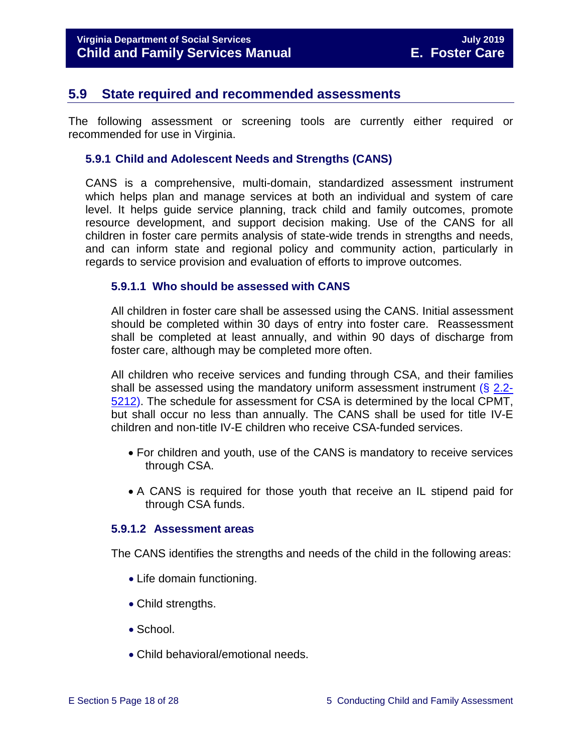## 5.9 State required and recommended assessments

The following assessment or screening tools are currently either required or recommended for use in Virginia.

### 5.9.1 Child and Adolescent Needs and Strengths (CANS)

CANS is a comprehensive, multi-domain, standardized assessment instrument which helps plan and manage services at both an individual and system of care level. It helps guide service planning, track child and family outcomes, promote resource development, and support decision making. Use of the CANS for all children in foster care permits analysis of state-wide trends in strengths and needs, and can inform state and regional policy and community action, particularly in regards to service provision and evaluation of efforts to improve outcomes.

#### 5.9.1.1 Who should be assessed with CANS

All children in foster care shall be assessed using the CANS. Initial assessment should be completed within 30 days of entry into foster care. Reassessment shall be completed at least annually, and within 90 days of discharge from foster care, although may be completed more often.

All children who receive services and funding through CSA, and their families shall be assessed using the mandatory uniform assessment instrument (§ 2.2-5212). The schedule for assessment for CSA is determined by the local CPMT, but shall occur no less than annually. The CANS shall be used for title IV-E children and non-title IV-E children who receive CSA-funded services.

- For children and youth, use of the CANS is mandatory to receive services through CSA.
- A CANS is required for those youth that receive an IL stipend paid for through CSA funds.

#### 5.9.1.2 Assessment areas

The CANS identifies the strengths and needs of the child in the following areas:

- Life domain functioning.
- Child strengths.
- School.
- Child behavioral/emotional needs.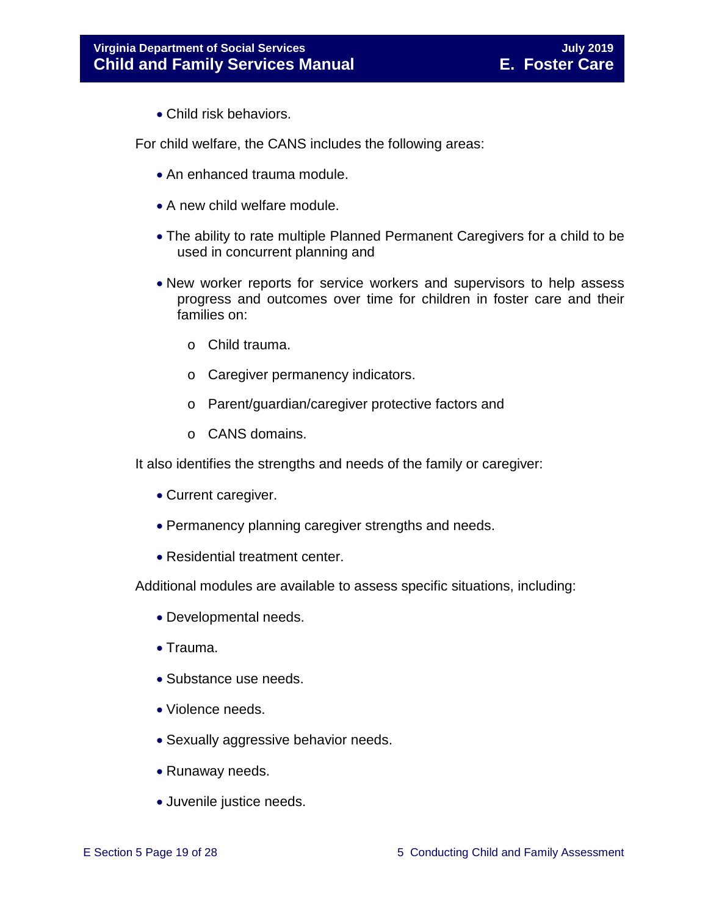- Child risk behaviors.

For child welfare, the CANS includes the following areas:

- An enhanced trauma module.
- A new child welfare module.
- The ability to rate multiple Planned Permanent Caregivers for a child to be used in concurrent planning and
- New worker reports for service workers and supervisors to help assess progress and outcomes over time for children in foster care and their families on:
    - Child trauma.
    - Caregiver permanency indicators.
    - Parent/guardian/caregiver protective factors and
    - CANS domains.

It also identifies the strengths and needs of the family or caregiver:

- Current caregiver.
- Permanency planning caregiver strengths and needs.
- Residential treatment center.

Additional modules are available to assess specific situations, including:

- Developmental needs.
- Trauma.
- Substance use needs.
- Violence needs.
- Sexually aggressive behavior needs.
- Runaway needs.
- Juvenile justice needs.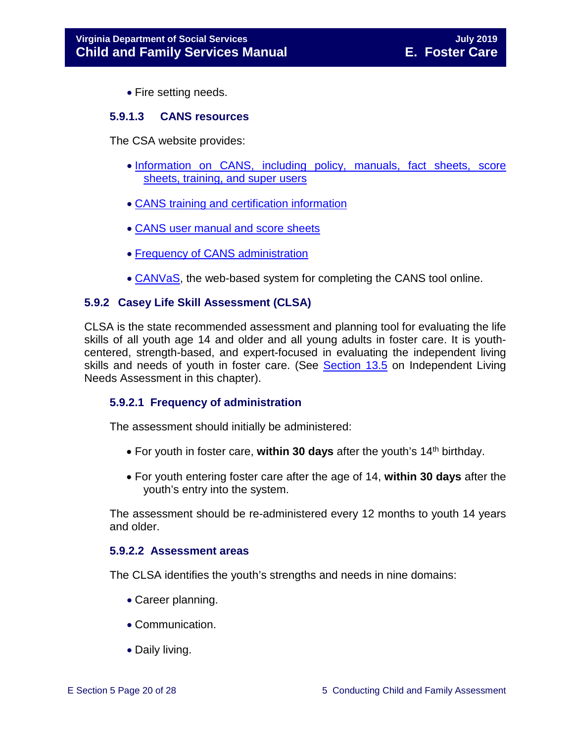- Fire setting needs.

#### 5.9.1.3 CANS resources

The CSA website provides:

- Information on CANS, including policy, manuals, fact sheets, score sheets, training, and super users
- CANS training and certification information
- CANS user manual and score sheets
- Frequency of CANS administration
- CANVaS, the web-based system for completing the CANS tool online.

### 5.9.2 Casey Life Skill Assessment (CLSA)

CLSA is the state recommended assessment and planning tool for evaluating the life skills of all youth age 14 and older and all young adults in foster care. It is youth-centered, strength-based, and expert-focused in evaluating the independent living skills and needs of youth in foster care. (See Section 13.5 on Independent Living Needs Assessment in this chapter).

#### 5.9.2.1 Frequency of administration

The assessment should initially be administered:

- For youth in foster care, **within 30 days** after the youth's 14th birthday.
- For youth entering foster care after the age of 14, **within 30 days** after the youth's entry into the system.

The assessment should be re-administered every 12 months to youth 14 years and older.

#### 5.9.2.2 Assessment areas

The CLSA identifies the youth's strengths and needs in nine domains:

- Career planning.
- Communication.
- Daily living.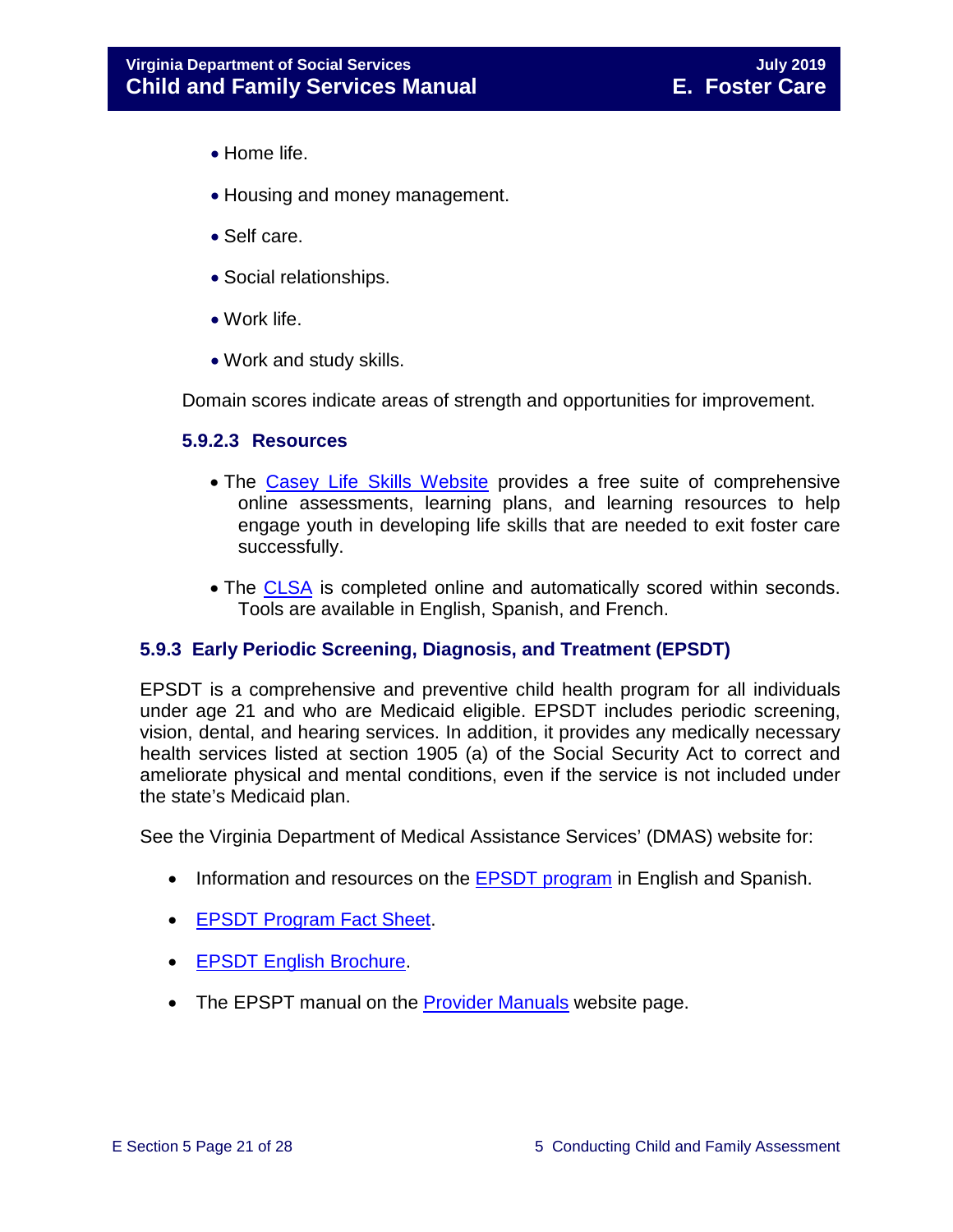- Home life.
- Housing and money management.
- Self care.
- Social relationships.
- Work life.
- Work and study skills.

Domain scores indicate areas of strength and opportunities for improvement.

#### 5.9.2.3 Resources

- The Casey Life Skills Website provides a free suite of comprehensive online assessments, learning plans, and learning resources to help engage youth in developing life skills that are needed to exit foster care successfully.
- The CLSA is completed online and automatically scored within seconds. Tools are available in English, Spanish, and French.

### 5.9.3 Early Periodic Screening, Diagnosis, and Treatment (EPSDT)

EPSDT is a comprehensive and preventive child health program for all individuals under age 21 and who are Medicaid eligible. EPSDT includes periodic screening, vision, dental, and hearing services. In addition, it provides any medically necessary health services listed at section 1905 (a) of the Social Security Act to correct and ameliorate physical and mental conditions, even if the service is not included under the state's Medicaid plan.

See the Virginia Department of Medical Assistance Services' (DMAS) website for:

- Information and resources on the EPSDT program in English and Spanish.
- EPSDT Program Fact Sheet.
- EPSDT English Brochure.
- The EPSPT manual on the Provider Manuals website page.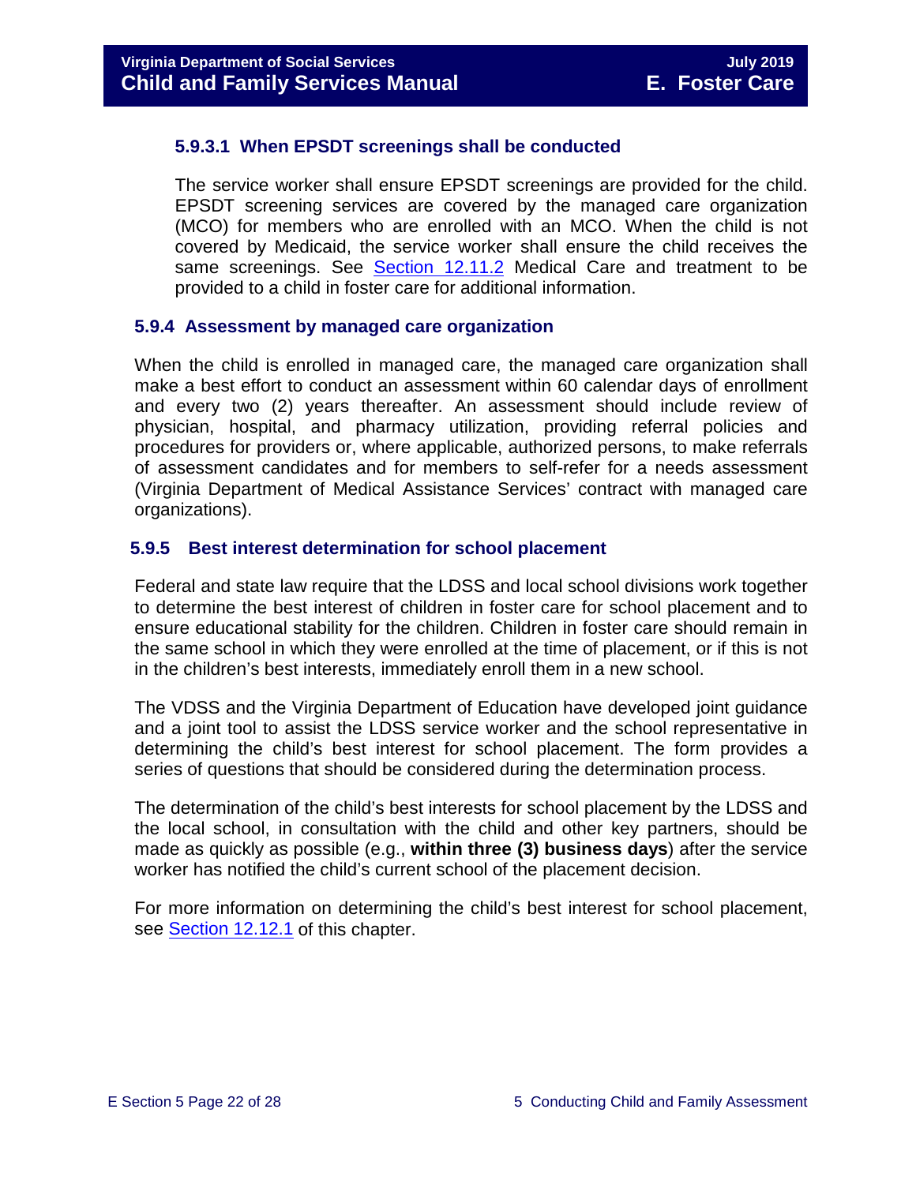#### 5.9.3.1 When EPSDT screenings shall be conducted

The service worker shall ensure EPSDT screenings are provided for the child. EPSDT screening services are covered by the managed care organization (MCO) for members who are enrolled with an MCO. When the child is not covered by Medicaid, the service worker shall ensure the child receives the same screenings. See Section 12.11.2 Medical Care and treatment to be provided to a child in foster care for additional information.

### 5.9.4 Assessment by managed care organization

When the child is enrolled in managed care, the managed care organization shall make a best effort to conduct an assessment within 60 calendar days of enrollment and every two (2) years thereafter. An assessment should include review of physician, hospital, and pharmacy utilization, providing referral policies and procedures for providers or, where applicable, authorized persons, to make referrals of assessment candidates and for members to self-refer for a needs assessment (Virginia Department of Medical Assistance Services' contract with managed care organizations).

### 5.9.5 Best interest determination for school placement

Federal and state law require that the LDSS and local school divisions work together to determine the best interest of children in foster care for school placement and to ensure educational stability for the children. Children in foster care should remain in the same school in which they were enrolled at the time of placement, or if this is not in the children's best interests, immediately enroll them in a new school.

The VDSS and the Virginia Department of Education have developed joint guidance and a joint tool to assist the LDSS service worker and the school representative in determining the child's best interest for school placement. The form provides a series of questions that should be considered during the determination process.

The determination of the child's best interests for school placement by the LDSS and the local school, in consultation with the child and other key partners, should be made as quickly as possible (e.g., **within three (3) business days**) after the service worker has notified the child's current school of the placement decision.

For more information on determining the child's best interest for school placement, see Section 12.12.1 of this chapter.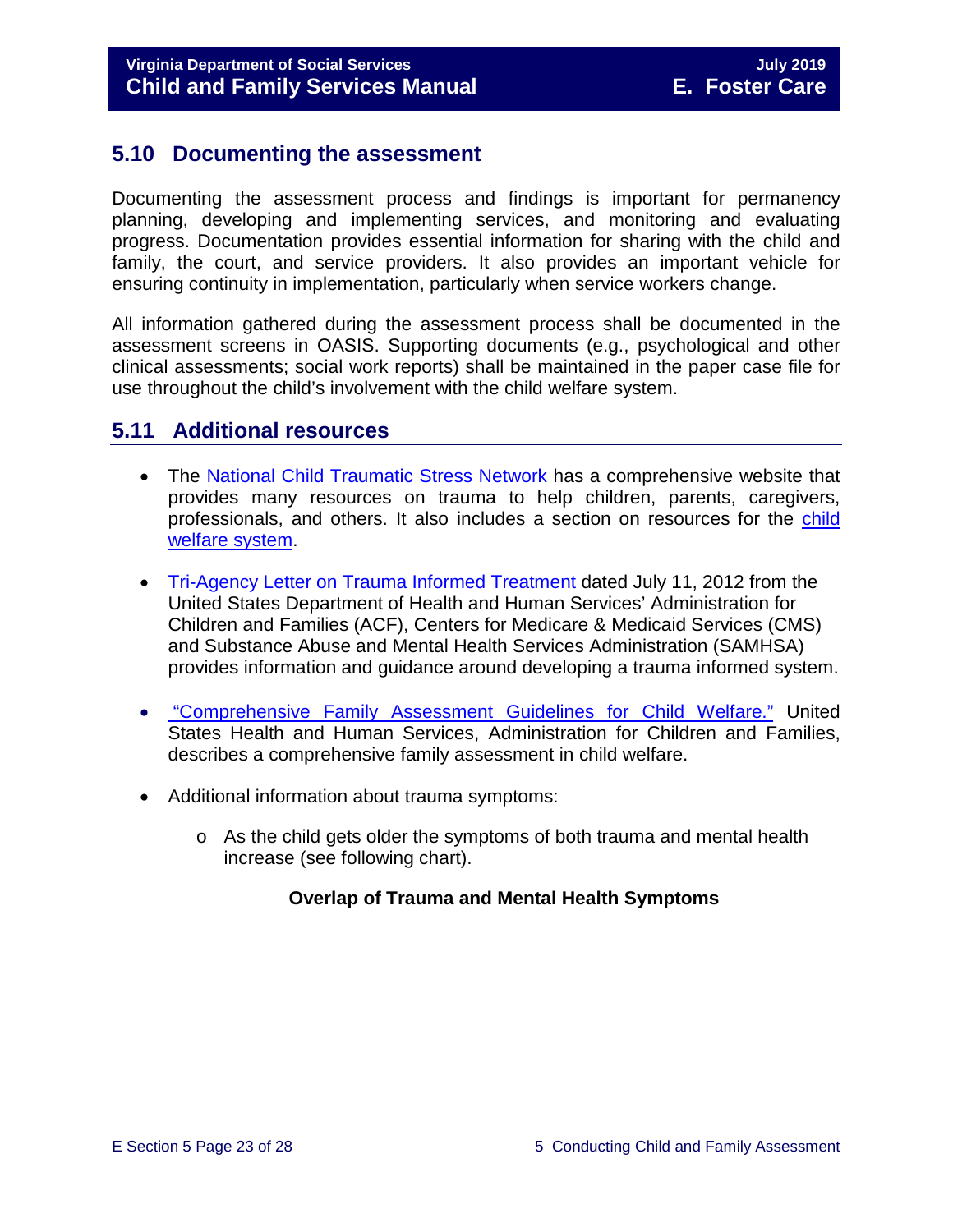## 5.10 Documenting the assessment

Documenting the assessment process and findings is important for permanency planning, developing and implementing services, and monitoring and evaluating progress. Documentation provides essential information for sharing with the child and family, the court, and service providers. It also provides an important vehicle for ensuring continuity in implementation, particularly when service workers change.

All information gathered during the assessment process shall be documented in the assessment screens in OASIS. Supporting documents (e.g., psychological and other clinical assessments; social work reports) shall be maintained in the paper case file for use throughout the child's involvement with the child welfare system.

## 5.11 Additional resources

- The National Child Traumatic Stress Network has a comprehensive website that provides many resources on trauma to help children, parents, caregivers, professionals, and others. It also includes a section on resources for the child welfare system.

- Tri-Agency Letter on Trauma Informed Treatment dated July 11, 2012 from the United States Department of Health and Human Services' Administration for Children and Families (ACF), Centers for Medicare & Medicaid Services (CMS) and Substance Abuse and Mental Health Services Administration (SAMHSA) provides information and guidance around developing a trauma informed system.

- "Comprehensive Family Assessment Guidelines for Child Welfare." United States Health and Human Services, Administration for Children and Families, describes a comprehensive family assessment in child welfare.

- Additional information about trauma symptoms:
  - As the child gets older the symptoms of both trauma and mental health increase (see following chart).

**Overlap of Trauma and Mental Health Symptoms**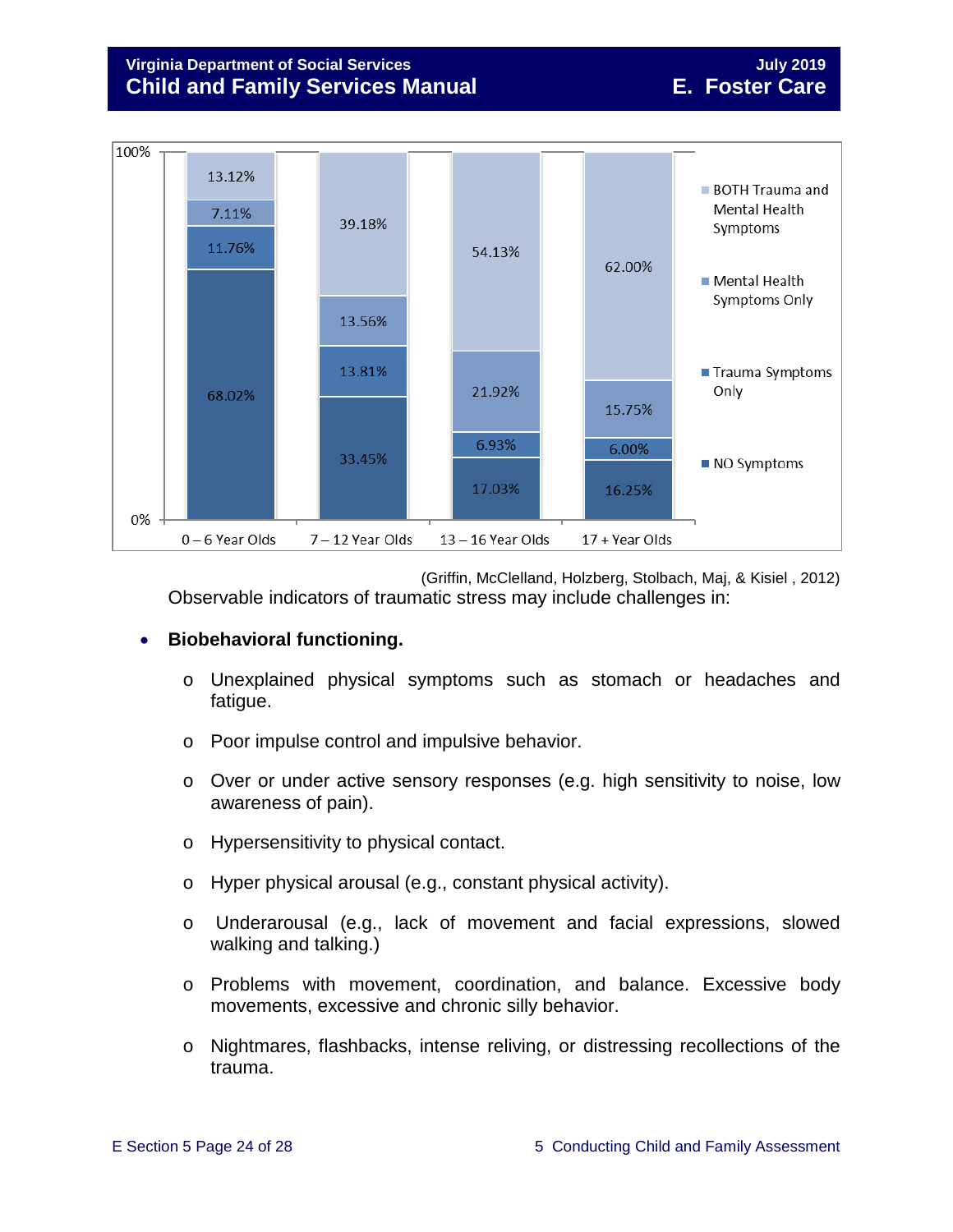| | 0 – 6 Year Olds | 7 – 12 Year Olds | 13 – 16 Year Olds | 17 + Year Olds |
|---|---|---|---|---|
| BOTH Trauma and Mental Health Symptoms | 13.12% | 39.18% | 54.13% | 62.00% |
| Mental Health Symptoms Only | 7.11% | 13.56% | 21.92% | 15.75% |
| Trauma Symptoms Only | 11.76% | 13.81% | 6.93% | 6.00% |
| NO Symptoms | 68.02% | 33.45% | 17.03% | 16.25% |

(Griffin, McClelland, Holzberg, Stolbach, Maj, & Kisiel , 2012)

Observable indicators of traumatic stress may include challenges in:

- **Biobehavioral functioning.**
  - Unexplained physical symptoms such as stomach or headaches and fatigue.
  - Poor impulse control and impulsive behavior.
  - Over or under active sensory responses (e.g. high sensitivity to noise, low awareness of pain).
  - Hypersensitivity to physical contact.
  - Hyper physical arousal (e.g., constant physical activity).
  - Underarousal (e.g., lack of movement and facial expressions, slowed walking and talking.)
  - Problems with movement, coordination, and balance. Excessive body movements, excessive and chronic silly behavior.
  - Nightmares, flashbacks, intense reliving, or distressing recollections of the trauma.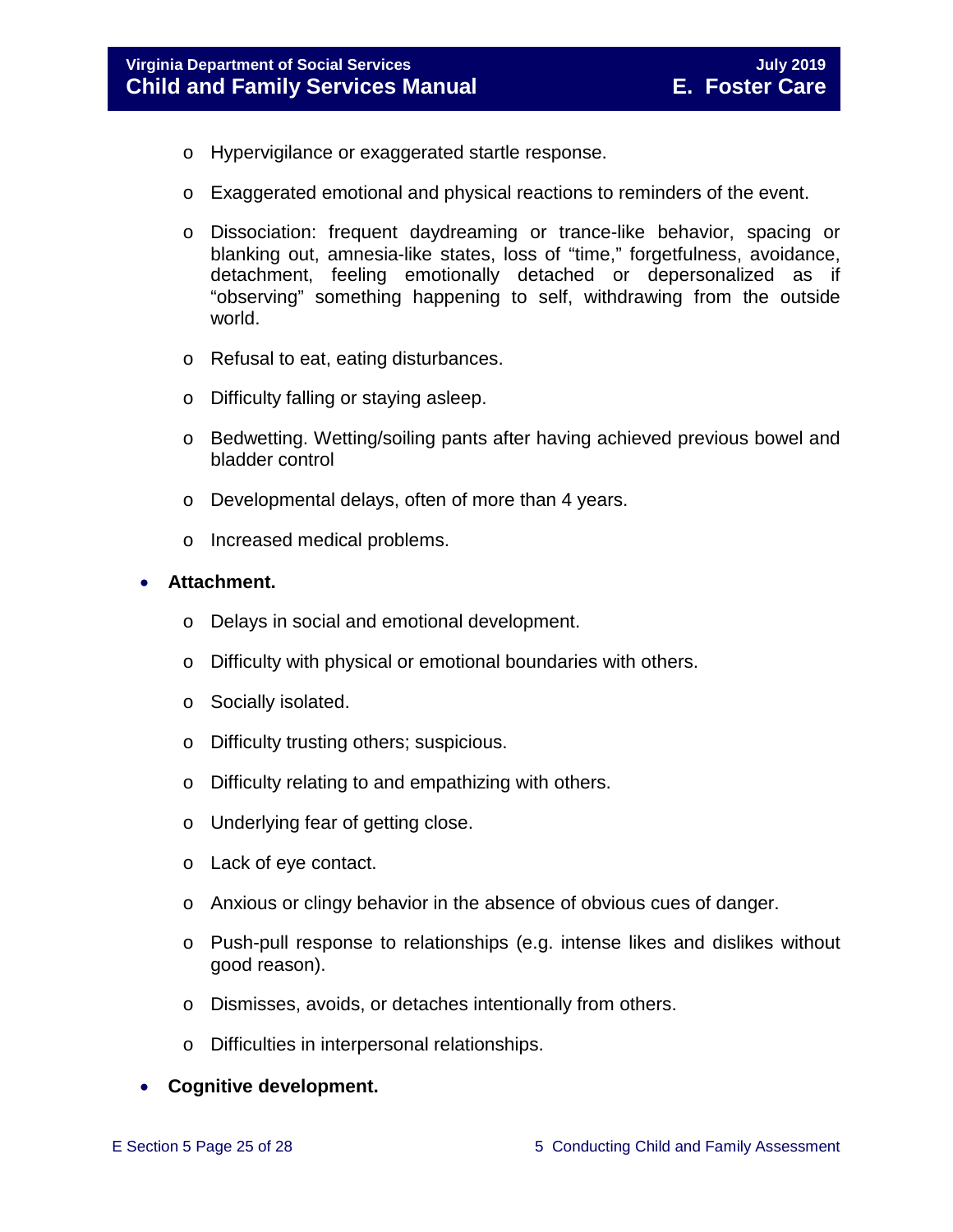- Hypervigilance or exaggerated startle response.
  - Exaggerated emotional and physical reactions to reminders of the event.
  - Dissociation: frequent daydreaming or trance-like behavior, spacing or blanking out, amnesia-like states, loss of "time," forgetfulness, avoidance, detachment, feeling emotionally detached or depersonalized as if "observing" something happening to self, withdrawing from the outside world.
  - Refusal to eat, eating disturbances.
  - Difficulty falling or staying asleep.
  - Bedwetting. Wetting/soiling pants after having achieved previous bowel and bladder control
  - Developmental delays, often of more than 4 years.
  - Increased medical problems.

- **Attachment.**
  - Delays in social and emotional development.
  - Difficulty with physical or emotional boundaries with others.
  - Socially isolated.
  - Difficulty trusting others; suspicious.
  - Difficulty relating to and empathizing with others.
  - Underlying fear of getting close.
  - Lack of eye contact.
  - Anxious or clingy behavior in the absence of obvious cues of danger.
  - Push-pull response to relationships (e.g. intense likes and dislikes without good reason).
  - Dismisses, avoids, or detaches intentionally from others.
  - Difficulties in interpersonal relationships.

- **Cognitive development.**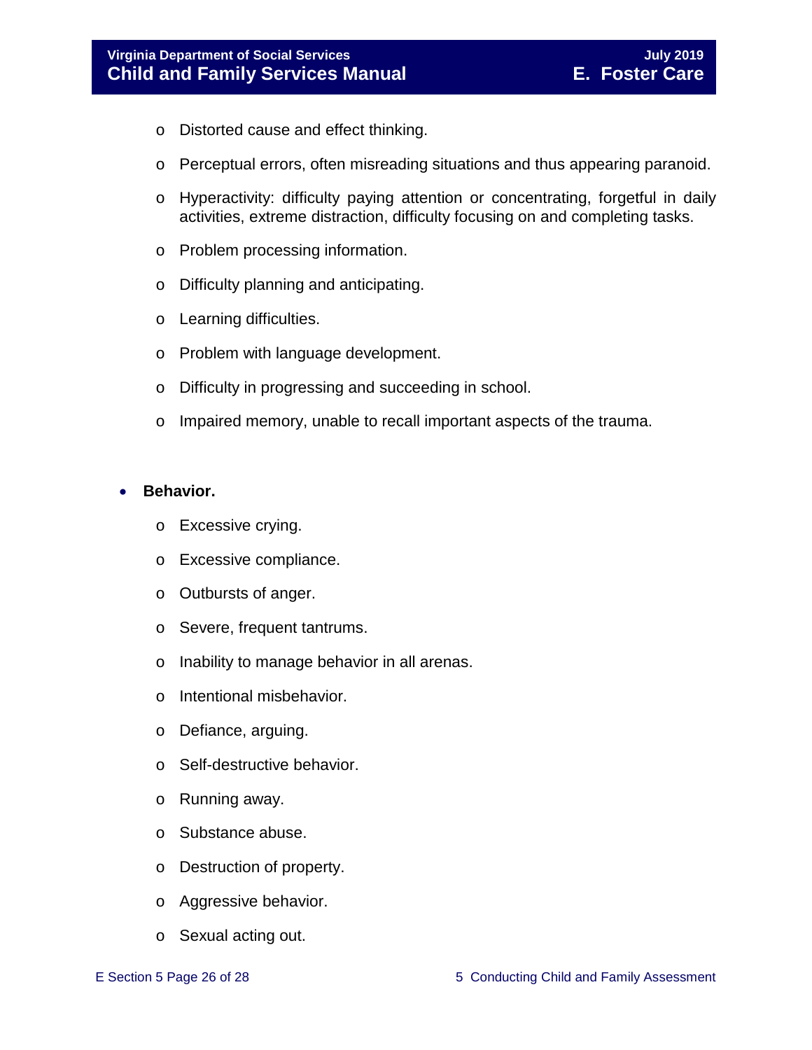- Distorted cause and effect thinking.
    - Perceptual errors, often misreading situations and thus appearing paranoid.
    - Hyperactivity: difficulty paying attention or concentrating, forgetful in daily activities, extreme distraction, difficulty focusing on and completing tasks.
    - Problem processing information.
    - Difficulty planning and anticipating.
    - Learning difficulties.
    - Problem with language development.
    - Difficulty in progressing and succeeding in school.
    - Impaired memory, unable to recall important aspects of the trauma.

- **Behavior.**
    - Excessive crying.
    - Excessive compliance.
    - Outbursts of anger.
    - Severe, frequent tantrums.
    - Inability to manage behavior in all arenas.
    - Intentional misbehavior.
    - Defiance, arguing.
    - Self-destructive behavior.
    - Running away.
    - Substance abuse.
    - Destruction of property.
    - Aggressive behavior.
    - Sexual acting out.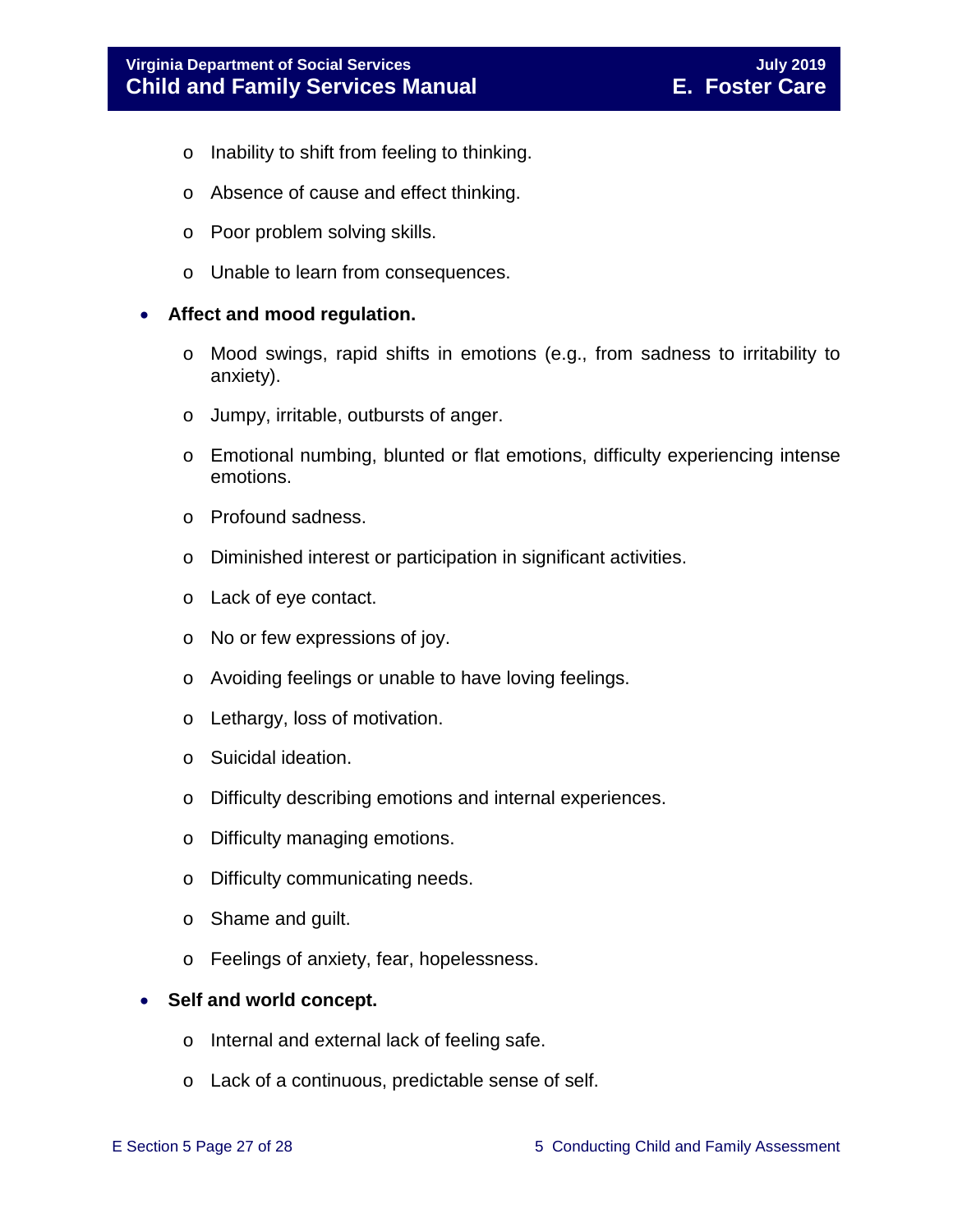- Inability to shift from feeling to thinking.
  - Absence of cause and effect thinking.
  - Poor problem solving skills.
  - Unable to learn from consequences.

- **Affect and mood regulation.**
  - Mood swings, rapid shifts in emotions (e.g., from sadness to irritability to anxiety).
  - Jumpy, irritable, outbursts of anger.
  - Emotional numbing, blunted or flat emotions, difficulty experiencing intense emotions.
  - Profound sadness.
  - Diminished interest or participation in significant activities.
  - Lack of eye contact.
  - No or few expressions of joy.
  - Avoiding feelings or unable to have loving feelings.
  - Lethargy, loss of motivation.
  - Suicidal ideation.
  - Difficulty describing emotions and internal experiences.
  - Difficulty managing emotions.
  - Difficulty communicating needs.
  - Shame and guilt.
  - Feelings of anxiety, fear, hopelessness.

- **Self and world concept.**
  - Internal and external lack of feeling safe.
  - Lack of a continuous, predictable sense of self.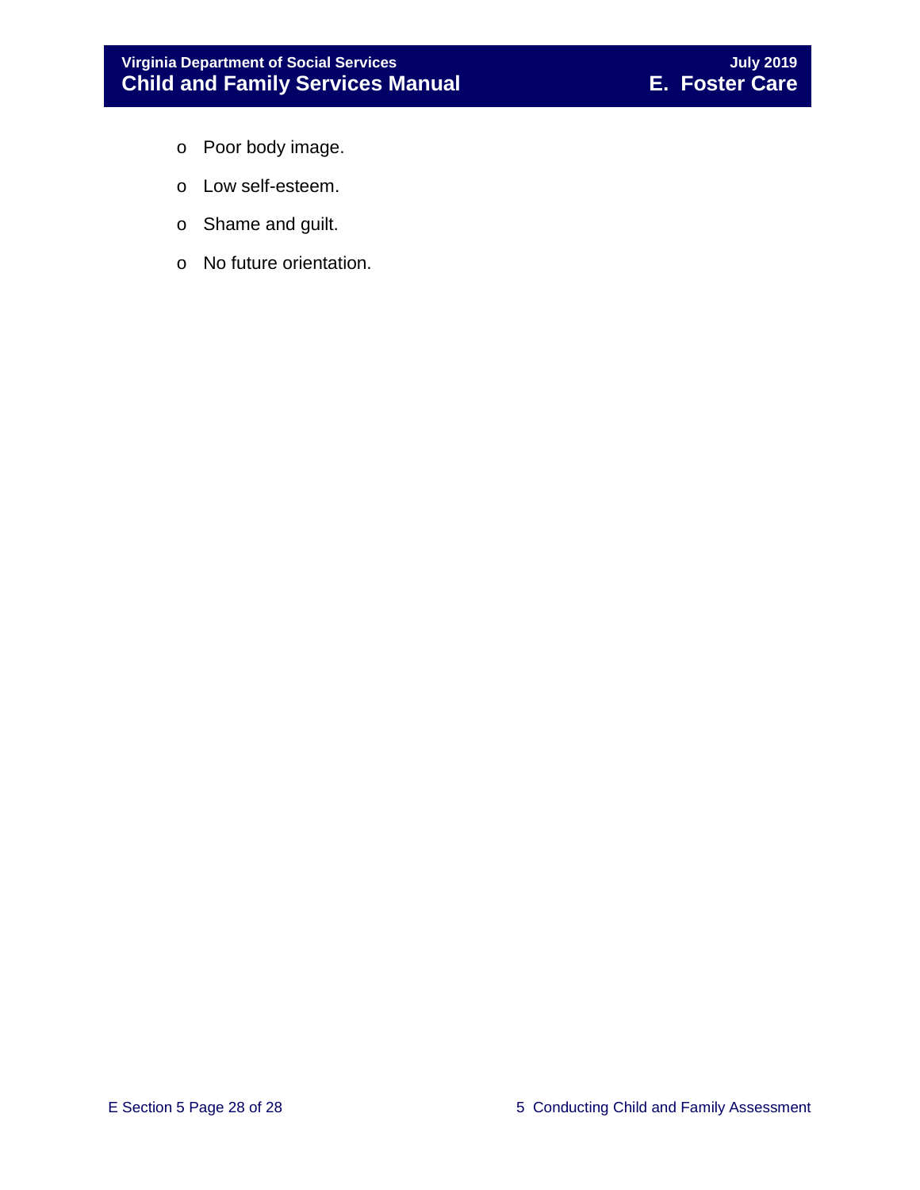- Poor body image.
- Low self-esteem.
- Shame and guilt.
- No future orientation.